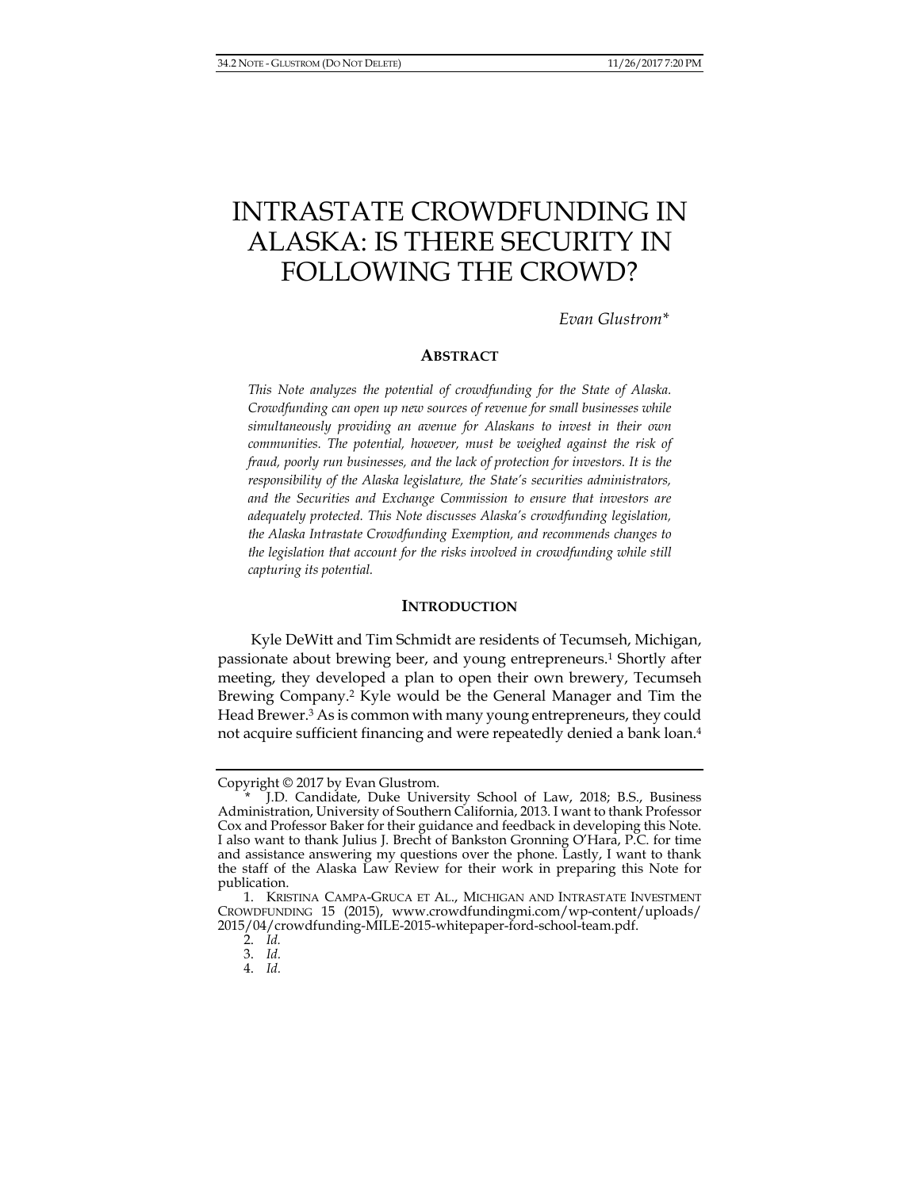# INTRASTATE CROWDFUNDING IN ALASKA: IS THERE SECURITY IN FOLLOWING THE CROWD?

*Evan Glustrom**

## ABSTRACT

*This Note analyzes the potential of crowdfunding for the State of Alaska. Crowdfunding can open up new sources of revenue for small businesses while simultaneously providing an avenue for Alaskans to invest in their own communities. The potential, however, must be weighed against the risk of fraud, poorly run businesses, and the lack of protection for investors. It is the responsibility of the Alaska legislature, the State's securities administrators, and the Securities and Exchange Commission to ensure that investors are adequately protected. This Note discusses Alaska's crowdfunding legislation, the Alaska Intrastate Crowdfunding Exemption, and recommends changes to the legislation that account for the risks involved in crowdfunding while still capturing its potential.*

## INTRODUCTION

Kyle DeWitt and Tim Schmidt are residents of Tecumseh, Michigan, passionate about brewing beer, and young entrepreneurs.[1] Shortly after meeting, they developed a plan to open their own brewery, Tecumseh Brewing Company.[2] Kyle would be the General Manager and Tim the Head Brewer.[3] As is common with many young entrepreneurs, they could not acquire sufficient financing and were repeatedly denied a bank loan.[4]

---

Copyright © 2017 by Evan Glustrom.

\* J.D. Candidate, Duke University School of Law, 2018; B.S., Business Administration, University of Southern California, 2013. I want to thank Professor Cox and Professor Baker for their guidance and feedback in developing this Note. I also want to thank Julius J. Brecht of Bankston Gronning O'Hara, P.C. for time and assistance answering my questions over the phone. Lastly, I want to thank the staff of the Alaska Law Review for their work in preparing this Note for publication.

1. KRISTINA CAMPA-GRUCA ET AL., MICHIGAN AND INTRASTATE INVESTMENT CROWDFUNDING 15 (2015), www.crowdfundingmi.com/wp-content/uploads/2015/04/crowdfunding-MILE-2015-whitepaper-ford-school-team.pdf.

2. *Id.*

3. *Id.*

4. *Id.*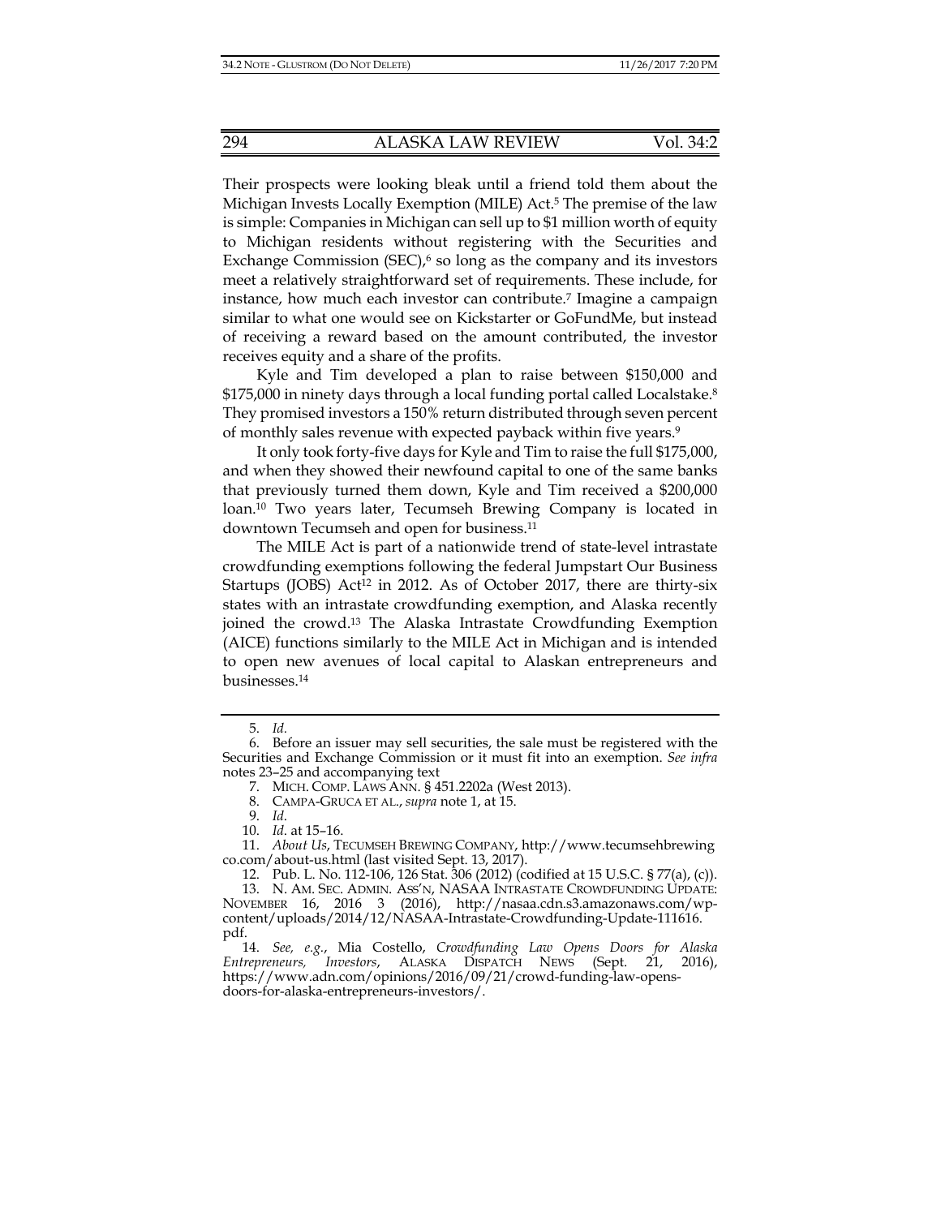Their prospects were looking bleak until a friend told them about the Michigan Invests Locally Exemption (MILE) Act.[5] The premise of the law is simple: Companies in Michigan can sell up to $1 million worth of equity to Michigan residents without registering with the Securities and Exchange Commission (SEC),[6] so long as the company and its investors meet a relatively straightforward set of requirements. These include, for instance, how much each investor can contribute.[7] Imagine a campaign similar to what one would see on Kickstarter or GoFundMe, but instead of receiving a reward based on the amount contributed, the investor receives equity and a share of the profits.

Kyle and Tim developed a plan to raise between $150,000 and $175,000 in ninety days through a local funding portal called Localstake.[8] They promised investors a 150% return distributed through seven percent of monthly sales revenue with expected payback within five years.[9]

It only took forty-five days for Kyle and Tim to raise the full $175,000, and when they showed their newfound capital to one of the same banks that previously turned them down, Kyle and Tim received a $200,000 loan.[10] Two years later, Tecumseh Brewing Company is located in downtown Tecumseh and open for business.[11]

The MILE Act is part of a nationwide trend of state-level intrastate crowdfunding exemptions following the federal Jumpstart Our Business Startups (JOBS) Act[12] in 2012. As of October 2017, there are thirty-six states with an intrastate crowdfunding exemption, and Alaska recently joined the crowd.[13] The Alaska Intrastate Crowdfunding Exemption (AICE) functions similarly to the MILE Act in Michigan and is intended to open new avenues of local capital to Alaskan entrepreneurs and businesses.[14]

---

5. *Id.*
6. Before an issuer may sell securities, the sale must be registered with the Securities and Exchange Commission or it must fit into an exemption. *See infra* notes 23–25 and accompanying text
7. MICH. COMP. LAWS ANN. § 451.2202a (West 2013).
8. CAMPA-GRUCA ET AL., *supra* note 1, at 15.
9. *Id.*
10. *Id.* at 15–16.
11. *About Us*, TECUMSEH BREWING COMPANY, http://www.tecumsehbrewingco.com/about-us.html (last visited Sept. 13, 2017).
12. Pub. L. No. 112-106, 126 Stat. 306 (2012) (codified at 15 U.S.C. § 77(a), (c)).
13. N. AM. SEC. ADMIN. ASS'N, NASAA INTRASTATE CROWDFUNDING UPDATE: NOVEMBER 16, 2016 3 (2016), http://nasaa.cdn.s3.amazonaws.com/wp-content/uploads/2014/12/NASAA-Intrastate-Crowdfunding-Update-111616.pdf.
14. *See, e.g.*, Mia Costello, *Crowdfunding Law Opens Doors for Alaska Entrepreneurs, Investors*, ALASKA DISPATCH NEWS (Sept. 21, 2016), https://www.adn.com/opinions/2016/09/21/crowd-funding-law-opens-doors-for-alaska-entrepreneurs-investors/.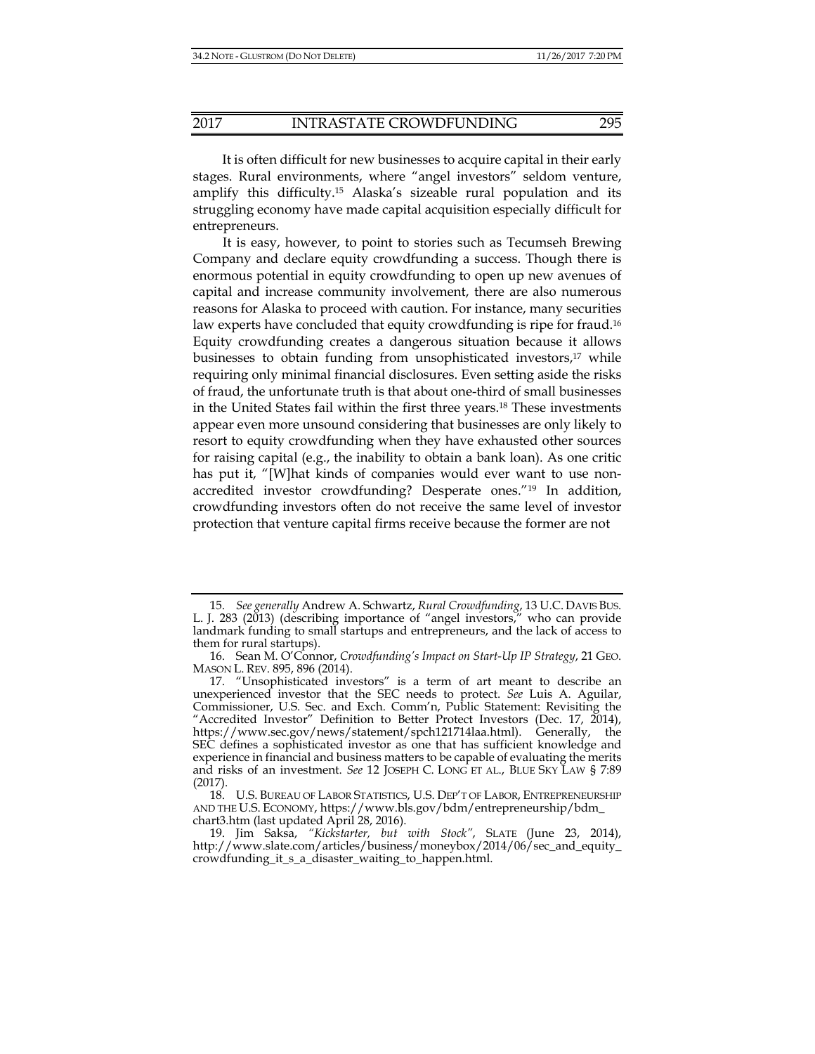It is often difficult for new businesses to acquire capital in their early stages. Rural environments, where "angel investors" seldom venture, amplify this difficulty.[15] Alaska's sizeable rural population and its struggling economy have made capital acquisition especially difficult for entrepreneurs.

It is easy, however, to point to stories such as Tecumseh Brewing Company and declare equity crowdfunding a success. Though there is enormous potential in equity crowdfunding to open up new avenues of capital and increase community involvement, there are also numerous reasons for Alaska to proceed with caution. For instance, many securities law experts have concluded that equity crowdfunding is ripe for fraud.[16] Equity crowdfunding creates a dangerous situation because it allows businesses to obtain funding from unsophisticated investors,[17] while requiring only minimal financial disclosures. Even setting aside the risks of fraud, the unfortunate truth is that about one-third of small businesses in the United States fail within the first three years.[18] These investments appear even more unsound considering that businesses are only likely to resort to equity crowdfunding when they have exhausted other sources for raising capital (e.g., the inability to obtain a bank loan). As one critic has put it, "[W]hat kinds of companies would ever want to use non-accredited investor crowdfunding? Desperate ones."[19] In addition, crowdfunding investors often do not receive the same level of investor protection that venture capital firms receive because the former are not

---

15. *See generally* Andrew A. Schwartz, *Rural Crowdfunding*, 13 U.C. DAVIS BUS. L. J. 283 (2013) (describing importance of "angel investors," who can provide landmark funding to small startups and entrepreneurs, and the lack of access to them for rural startups).

16. Sean M. O'Connor, *Crowdfunding's Impact on Start-Up IP Strategy*, 21 GEO. MASON L. REV. 895, 896 (2014).

17. "Unsophisticated investors" is a term of art meant to describe an unexperienced investor that the SEC needs to protect. *See* Luis A. Aguilar, Commissioner, U.S. Sec. and Exch. Comm'n, Public Statement: Revisiting the "Accredited Investor" Definition to Better Protect Investors (Dec. 17, 2014), https://www.sec.gov/news/statement/spch121714laa.html). Generally, the SEC defines a sophisticated investor as one that has sufficient knowledge and experience in financial and business matters to be capable of evaluating the merits and risks of an investment. *See* 12 JOSEPH C. LONG ET AL., BLUE SKY LAW § 7:89 (2017).

18. U.S. BUREAU OF LABOR STATISTICS, U.S. DEP'T OF LABOR, ENTREPRENEURSHIP AND THE U.S. ECONOMY, https://www.bls.gov/bdm/entrepreneurship/bdm_chart3.htm (last updated April 28, 2016).

19. Jim Saksa, *"Kickstarter, but with Stock"*, SLATE (June 23, 2014), http://www.slate.com/articles/business/moneybox/2014/06/sec_and_equity_crowdfunding_it_s_a_disaster_waiting_to_happen.html.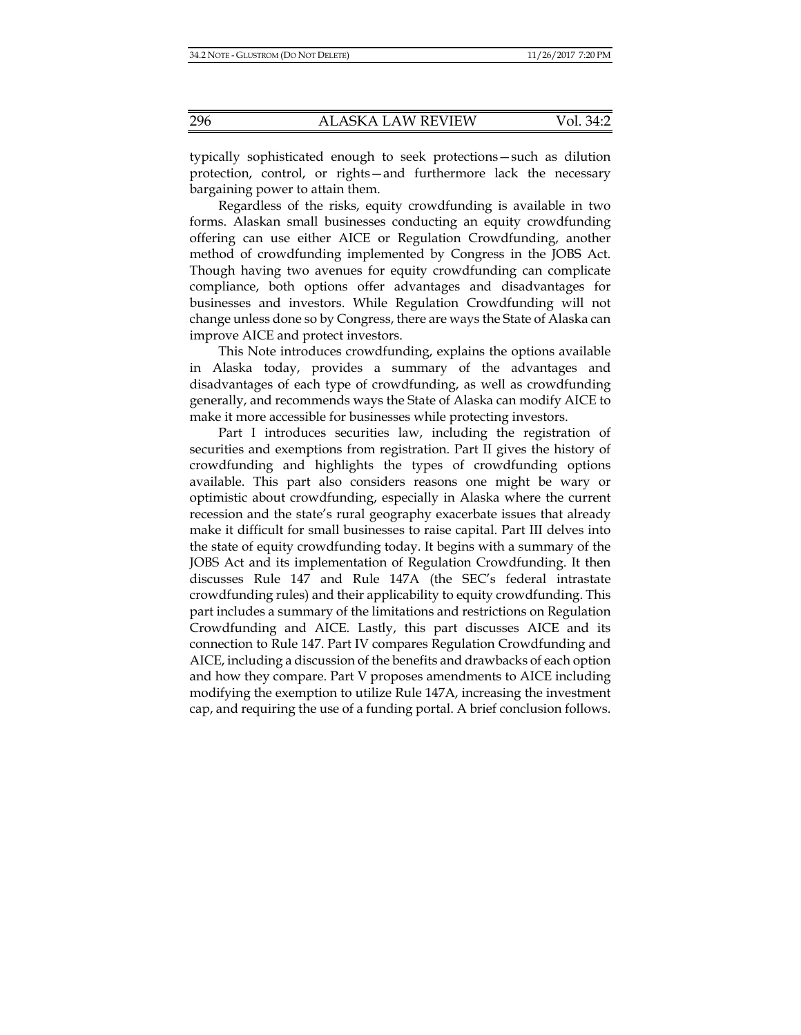typically sophisticated enough to seek protections—such as dilution protection, control, or rights—and furthermore lack the necessary bargaining power to attain them.

Regardless of the risks, equity crowdfunding is available in two forms. Alaskan small businesses conducting an equity crowdfunding offering can use either AICE or Regulation Crowdfunding, another method of crowdfunding implemented by Congress in the JOBS Act. Though having two avenues for equity crowdfunding can complicate compliance, both options offer advantages and disadvantages for businesses and investors. While Regulation Crowdfunding will not change unless done so by Congress, there are ways the State of Alaska can improve AICE and protect investors.

This Note introduces crowdfunding, explains the options available in Alaska today, provides a summary of the advantages and disadvantages of each type of crowdfunding, as well as crowdfunding generally, and recommends ways the State of Alaska can modify AICE to make it more accessible for businesses while protecting investors.

Part I introduces securities law, including the registration of securities and exemptions from registration. Part II gives the history of crowdfunding and highlights the types of crowdfunding options available. This part also considers reasons one might be wary or optimistic about crowdfunding, especially in Alaska where the current recession and the state's rural geography exacerbate issues that already make it difficult for small businesses to raise capital. Part III delves into the state of equity crowdfunding today. It begins with a summary of the JOBS Act and its implementation of Regulation Crowdfunding. It then discusses Rule 147 and Rule 147A (the SEC's federal intrastate crowdfunding rules) and their applicability to equity crowdfunding. This part includes a summary of the limitations and restrictions on Regulation Crowdfunding and AICE. Lastly, this part discusses AICE and its connection to Rule 147. Part IV compares Regulation Crowdfunding and AICE, including a discussion of the benefits and drawbacks of each option and how they compare. Part V proposes amendments to AICE including modifying the exemption to utilize Rule 147A, increasing the investment cap, and requiring the use of a funding portal. A brief conclusion follows.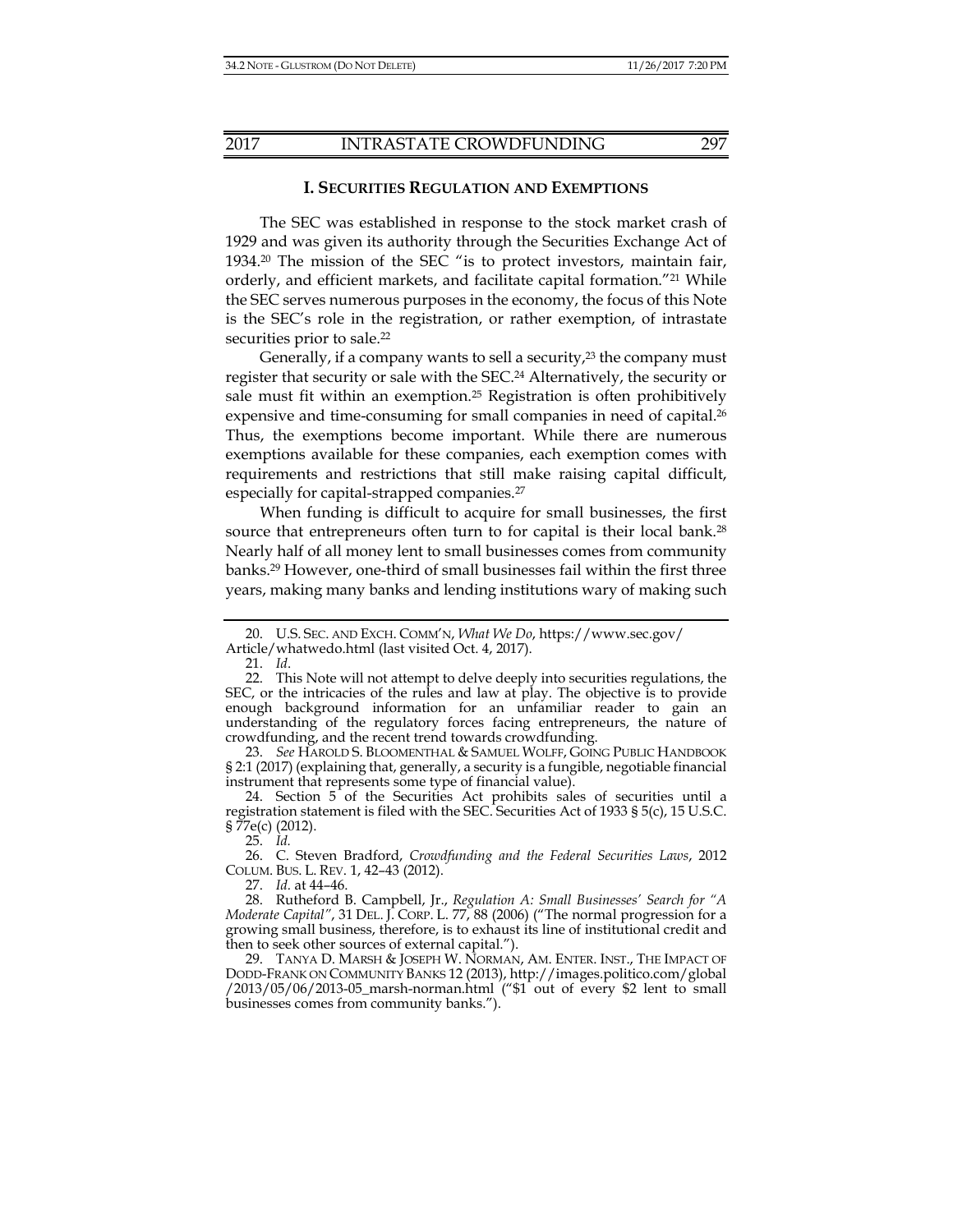## I. SECURITIES REGULATION AND EXEMPTIONS

The SEC was established in response to the stock market crash of 1929 and was given its authority through the Securities Exchange Act of 1934.[20] The mission of the SEC "is to protect investors, maintain fair, orderly, and efficient markets, and facilitate capital formation."[21] While the SEC serves numerous purposes in the economy, the focus of this Note is the SEC's role in the registration, or rather exemption, of intrastate securities prior to sale.[22]

Generally, if a company wants to sell a security,[23] the company must register that security or sale with the SEC.[24] Alternatively, the security or sale must fit within an exemption.[25] Registration is often prohibitively expensive and time-consuming for small companies in need of capital.[26] Thus, the exemptions become important. While there are numerous exemptions available for these companies, each exemption comes with requirements and restrictions that still make raising capital difficult, especially for capital-strapped companies.[27]

When funding is difficult to acquire for small businesses, the first source that entrepreneurs often turn to for capital is their local bank.[28] Nearly half of all money lent to small businesses comes from community banks.[29] However, one-third of small businesses fail within the first three years, making many banks and lending institutions wary of making such

---

20. U.S. SEC. AND EXCH. COMM'N, *What We Do*, https://www.sec.gov/Article/whatwedo.html (last visited Oct. 4, 2017).

21. *Id*.

22. This Note will not attempt to delve deeply into securities regulations, the SEC, or the intricacies of the rules and law at play. The objective is to provide enough background information for an unfamiliar reader to gain an understanding of the regulatory forces facing entrepreneurs, the nature of crowdfunding, and the recent trend towards crowdfunding.

23. *See* HAROLD S. BLOOMENTHAL & SAMUEL WOLFF, GOING PUBLIC HANDBOOK § 2:1 (2017) (explaining that, generally, a security is a fungible, negotiable financial instrument that represents some type of financial value).

24. Section 5 of the Securities Act prohibits sales of securities until a registration statement is filed with the SEC. Securities Act of 1933 § 5(c), 15 U.S.C. § 77e(c) (2012).

25. *Id.*

26. C. Steven Bradford, *Crowdfunding and the Federal Securities Laws*, 2012 COLUM. BUS. L. REV. 1, 42–43 (2012).

27. *Id.* at 44–46.

28. Rutheford B. Campbell, Jr., *Regulation A: Small Businesses' Search for "A Moderate Capital"*, 31 DEL. J. CORP. L. 77, 88 (2006) ("The normal progression for a growing small business, therefore, is to exhaust its line of institutional credit and then to seek other sources of external capital.").

29. TANYA D. MARSH & JOSEPH W. NORMAN, AM. ENTER. INST., THE IMPACT OF DODD-FRANK ON COMMUNITY BANKS 12 (2013), http://images.politico.com/global/2013/05/06/2013-05_marsh-norman.html ("$1 out of every $2 lent to small businesses comes from community banks.").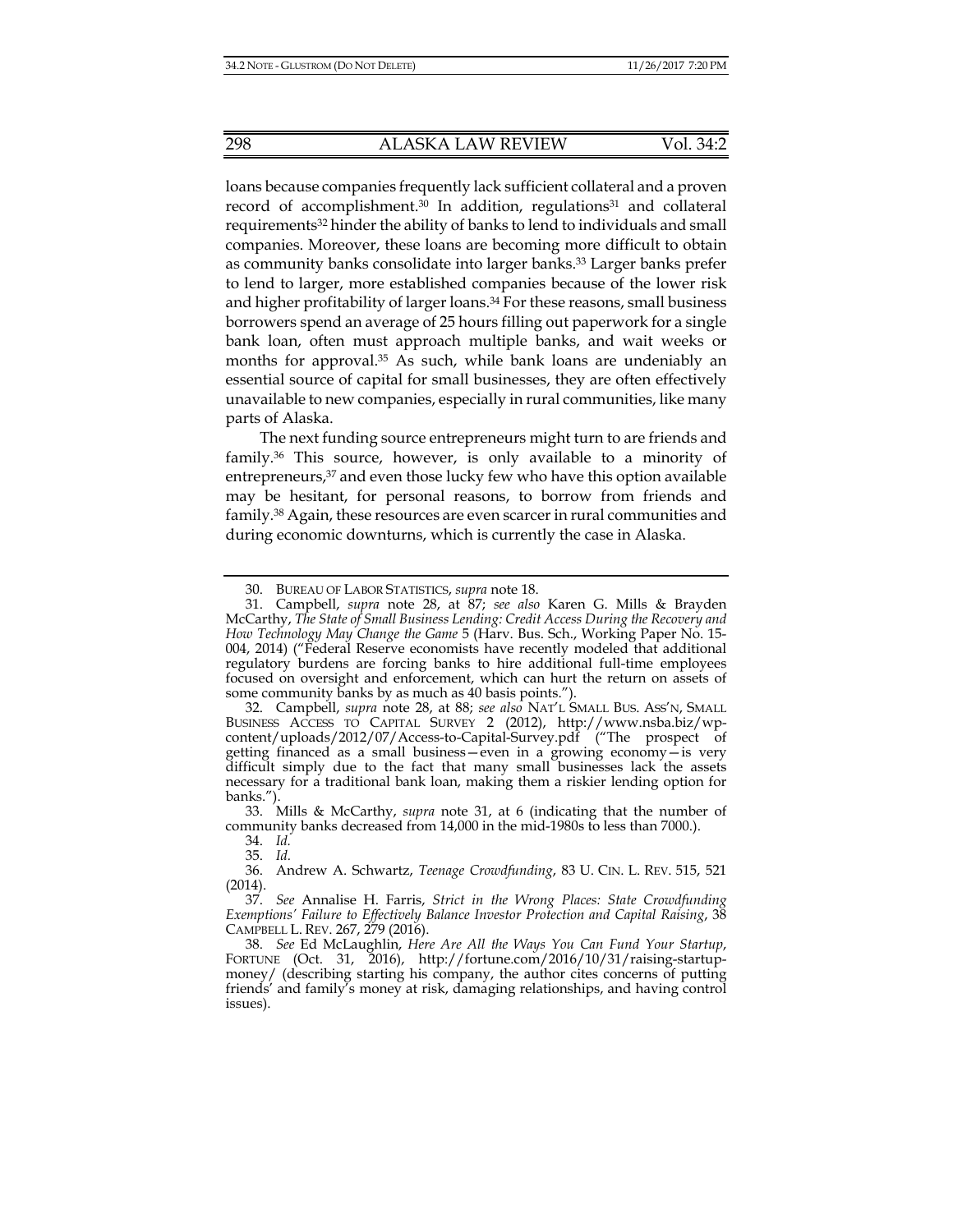loans because companies frequently lack sufficient collateral and a proven record of accomplishment.[30] In addition, regulations[31] and collateral requirements[32] hinder the ability of banks to lend to individuals and small companies. Moreover, these loans are becoming more difficult to obtain as community banks consolidate into larger banks.[33] Larger banks prefer to lend to larger, more established companies because of the lower risk and higher profitability of larger loans.[34] For these reasons, small business borrowers spend an average of 25 hours filling out paperwork for a single bank loan, often must approach multiple banks, and wait weeks or months for approval.[35] As such, while bank loans are undeniably an essential source of capital for small businesses, they are often effectively unavailable to new companies, especially in rural communities, like many parts of Alaska.

The next funding source entrepreneurs might turn to are friends and family.[36] This source, however, is only available to a minority of entrepreneurs,[37] and even those lucky few who have this option available may be hesitant, for personal reasons, to borrow from friends and family.[38] Again, these resources are even scarcer in rural communities and during economic downturns, which is currently the case in Alaska.

---

30. BUREAU OF LABOR STATISTICS, *supra* note 18.

31. Campbell, *supra* note 28, at 87; *see also* Karen G. Mills & Brayden McCarthy, *The State of Small Business Lending: Credit Access During the Recovery and How Technology May Change the Game* 5 (Harv. Bus. Sch., Working Paper No. 15-004, 2014) ("Federal Reserve economists have recently modeled that additional regulatory burdens are forcing banks to hire additional full-time employees focused on oversight and enforcement, which can hurt the return on assets of some community banks by as much as 40 basis points.").

32. Campbell, *supra* note 28, at 88; *see also* NAT'L SMALL BUS. ASS'N, SMALL BUSINESS ACCESS TO CAPITAL SURVEY 2 (2012), http://www.nsba.biz/wp-content/uploads/2012/07/Access-to-Capital-Survey.pdf ("The prospect of getting financed as a small business—even in a growing economy—is very difficult simply due to the fact that many small businesses lack the assets necessary for a traditional bank loan, making them a riskier lending option for banks.").

33. Mills & McCarthy, *supra* note 31, at 6 (indicating that the number of community banks decreased from 14,000 in the mid-1980s to less than 7000.).

34. *Id.*

35. *Id.*

36. Andrew A. Schwartz, *Teenage Crowdfunding*, 83 U. CIN. L. REV. 515, 521 (2014).

37. *See* Annalise H. Farris, *Strict in the Wrong Places: State Crowdfunding Exemptions' Failure to Effectively Balance Investor Protection and Capital Raising*, 38 CAMPBELL L. REV. 267, 279 (2016).

38. *See* Ed McLaughlin, *Here Are All the Ways You Can Fund Your Startup*, FORTUNE (Oct. 31, 2016), http://fortune.com/2016/10/31/raising-startup-money/ (describing starting his company, the author cites concerns of putting friends' and family's money at risk, damaging relationships, and having control issues).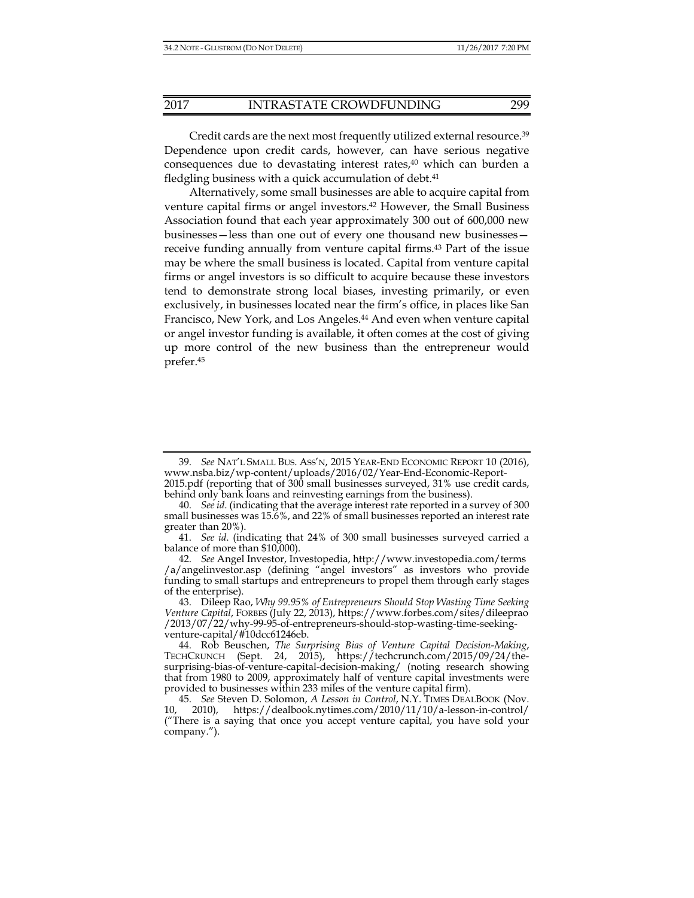Credit cards are the next most frequently utilized external resource.[39] Dependence upon credit cards, however, can have serious negative consequences due to devastating interest rates,[40] which can burden a fledgling business with a quick accumulation of debt.[41]

Alternatively, some small businesses are able to acquire capital from venture capital firms or angel investors.[42] However, the Small Business Association found that each year approximately 300 out of 600,000 new businesses—less than one out of every one thousand new businesses—receive funding annually from venture capital firms.[43] Part of the issue may be where the small business is located. Capital from venture capital firms or angel investors is so difficult to acquire because these investors tend to demonstrate strong local biases, investing primarily, or even exclusively, in businesses located near the firm's office, in places like San Francisco, New York, and Los Angeles.[44] And even when venture capital or angel investor funding is available, it often comes at the cost of giving up more control of the new business than the entrepreneur would prefer.[45]

---

39. *See* NAT'L SMALL BUS. ASS'N, 2015 YEAR-END ECONOMIC REPORT 10 (2016), www.nsba.biz/wp-content/uploads/2016/02/Year-End-Economic-Report-2015.pdf (reporting that of 300 small businesses surveyed, 31% use credit cards, behind only bank loans and reinvesting earnings from the business).

40. *See id.* (indicating that the average interest rate reported in a survey of 300 small businesses was 15.6%, and 22% of small businesses reported an interest rate greater than 20%).

41. *See id.* (indicating that 24% of 300 small businesses surveyed carried a balance of more than $10,000).

42. *See* Angel Investor, Investopedia, http://www.investopedia.com/terms/a/angelinvestor.asp (defining "angel investors" as investors who provide funding to small startups and entrepreneurs to propel them through early stages of the enterprise).

43. Dileep Rao, *Why 99.95% of Entrepreneurs Should Stop Wasting Time Seeking Venture Capital*, FORBES (July 22, 2013), https://www.forbes.com/sites/dileeprao/2013/07/22/why-99-95-of-entrepreneurs-should-stop-wasting-time-seeking-venture-capital/#10dcc61246eb.

44. Rob Beuschen, *The Surprising Bias of Venture Capital Decision-Making*, TECHCRUNCH (Sept. 24, 2015), https://techcrunch.com/2015/09/24/the-surprising-bias-of-venture-capital-decision-making/ (noting research showing that from 1980 to 2009, approximately half of venture capital investments were provided to businesses within 233 miles of the venture capital firm).

45. *See* Steven D. Solomon, *A Lesson in Control*, N.Y. TIMES DEALBOOK (Nov. 10, 2010), https://dealbook.nytimes.com/2010/11/10/a-lesson-in-control/ ("There is a saying that once you accept venture capital, you have sold your company.").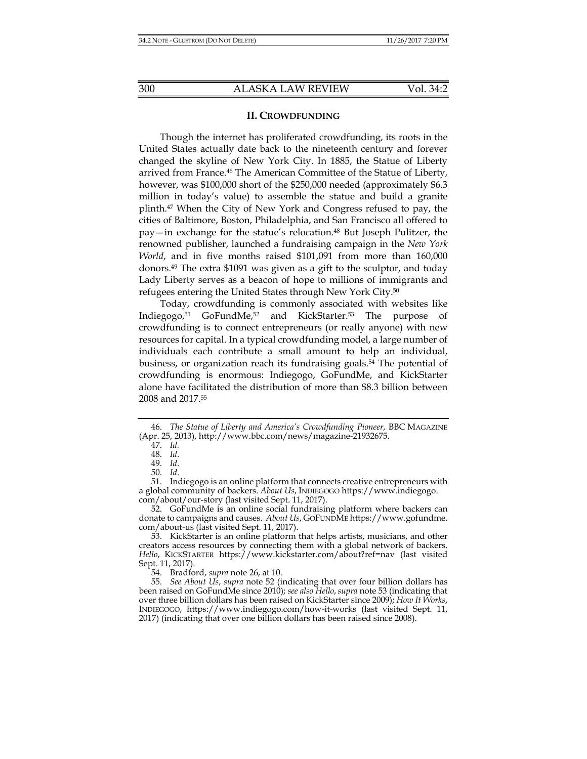## II. CROWDFUNDING

Though the internet has proliferated crowdfunding, its roots in the United States actually date back to the nineteenth century and forever changed the skyline of New York City. In 1885, the Statue of Liberty arrived from France.[46] The American Committee of the Statue of Liberty, however, was $100,000 short of the $250,000 needed (approximately $6.3 million in today's value) to assemble the statue and build a granite plinth.[47] When the City of New York and Congress refused to pay, the cities of Baltimore, Boston, Philadelphia, and San Francisco all offered to pay—in exchange for the statue's relocation.[48] But Joseph Pulitzer, the renowned publisher, launched a fundraising campaign in the *New York World*, and in five months raised $101,091 from more than 160,000 donors.[49] The extra $1091 was given as a gift to the sculptor, and today Lady Liberty serves as a beacon of hope to millions of immigrants and refugees entering the United States through New York City.[50]

Today, crowdfunding is commonly associated with websites like Indiegogo,[51] GoFundMe,[52] and KickStarter.[53] The purpose of crowdfunding is to connect entrepreneurs (or really anyone) with new resources for capital. In a typical crowdfunding model, a large number of individuals each contribute a small amount to help an individual, business, or organization reach its fundraising goals.[54] The potential of crowdfunding is enormous: Indiegogo, GoFundMe, and KickStarter alone have facilitated the distribution of more than $8.3 billion between 2008 and 2017.[55]

---

46. *The Statue of Liberty and America's Crowdfunding Pioneer*, BBC MAGAZINE (Apr. 25, 2013), http://www.bbc.com/news/magazine-21932675.

47. *Id.*

48. *Id*.

49. *Id*.

50. *Id*.

51. Indiegogo is an online platform that connects creative entrepreneurs with a global community of backers. *About Us*, INDIEGOGO https://www.indiegogo.com/about/our-story (last visited Sept. 11, 2017).

52. GoFundMe is an online social fundraising platform where backers can donate to campaigns and causes. *About Us*, GOFUNDME https://www.gofundme.com/about-us (last visited Sept. 11, 2017).

53. KickStarter is an online platform that helps artists, musicians, and other creators access resources by connecting them with a global network of backers. *Hello*, KICKSTARTER https://www.kickstarter.com/about?ref=nav (last visited Sept. 11, 2017).

54. Bradford, *supra* note 26, at 10.

55. *See About Us*, *supra* note 52 (indicating that over four billion dollars has been raised on GoFundMe since 2010); *see also Hello*, *supra* note 53 (indicating that over three billion dollars has been raised on KickStarter since 2009); *How It Works*, INDIEGOGO, https://www.indiegogo.com/how-it-works (last visited Sept. 11, 2017) (indicating that over one billion dollars has been raised since 2008).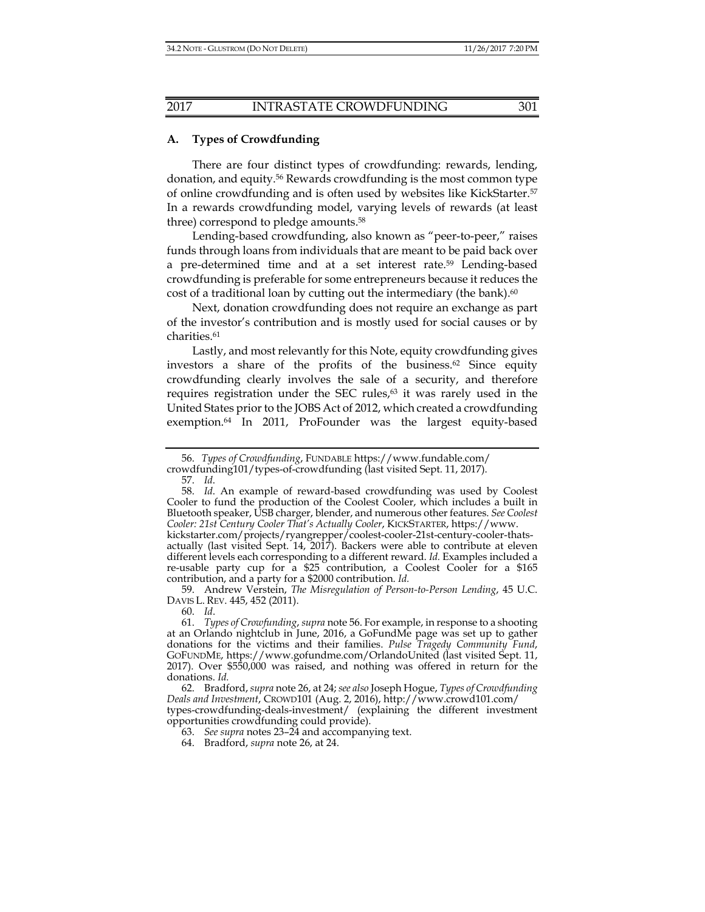### A. Types of Crowdfunding

There are four distinct types of crowdfunding: rewards, lending, donation, and equity.[56] Rewards crowdfunding is the most common type of online crowdfunding and is often used by websites like KickStarter.[57] In a rewards crowdfunding model, varying levels of rewards (at least three) correspond to pledge amounts.[58]

Lending-based crowdfunding, also known as "peer-to-peer," raises funds through loans from individuals that are meant to be paid back over a pre-determined time and at a set interest rate.[59] Lending-based crowdfunding is preferable for some entrepreneurs because it reduces the cost of a traditional loan by cutting out the intermediary (the bank).[60]

Next, donation crowdfunding does not require an exchange as part of the investor's contribution and is mostly used for social causes or by charities.[61]

Lastly, and most relevantly for this Note, equity crowdfunding gives investors a share of the profits of the business.[62] Since equity crowdfunding clearly involves the sale of a security, and therefore requires registration under the SEC rules,[63] it was rarely used in the United States prior to the JOBS Act of 2012, which created a crowdfunding exemption.[64] In 2011, ProFounder was the largest equity-based

---

56. *Types of Crowdfunding*, FUNDABLE https://www.fundable.com/crowdfunding101/types-of-crowdfunding (last visited Sept. 11, 2017).

57. *Id*.

58. *Id*. An example of reward-based crowdfunding was used by Coolest Cooler to fund the production of the Coolest Cooler, which includes a built in Bluetooth speaker, USB charger, blender, and numerous other features. *See Coolest Cooler: 21st Century Cooler That's Actually Cooler*, KICKSTARTER, https://www.kickstarter.com/projects/ryangrepper/coolest-cooler-21st-century-cooler-thats-actually (last visited Sept. 14, 2017). Backers were able to contribute at eleven different levels each corresponding to a different reward. *Id.* Examples included a re-usable party cup for a $25 contribution, a Coolest Cooler for a $165 contribution, and a party for a $2000 contribution. *Id.*

59. Andrew Verstein, *The Misregulation of Person-to-Person Lending*, 45 U.C. DAVIS L. REV. 445, 452 (2011).

60. *Id*.

61. *Types of Crowfunding*, *supra* note 56. For example, in response to a shooting at an Orlando nightclub in June, 2016, a GoFundMe page was set up to gather donations for the victims and their families. *Pulse Tragedy Community Fund*, GOFUNDME, https://www.gofundme.com/OrlandoUnited (last visited Sept. 11, 2017). Over $550,000 was raised, and nothing was offered in return for the donations. *Id.*

62. Bradford, *supra* note 26, at 24; *see also* Joseph Hogue, *Types of Crowdfunding Deals and Investment*, CROWD101 (Aug. 2, 2016), http://www.crowd101.com/types-crowdfunding-deals-investment/ (explaining the different investment opportunities crowdfunding could provide).

63. *See supra* notes 23–24 and accompanying text.

64. Bradford, *supra* note 26, at 24.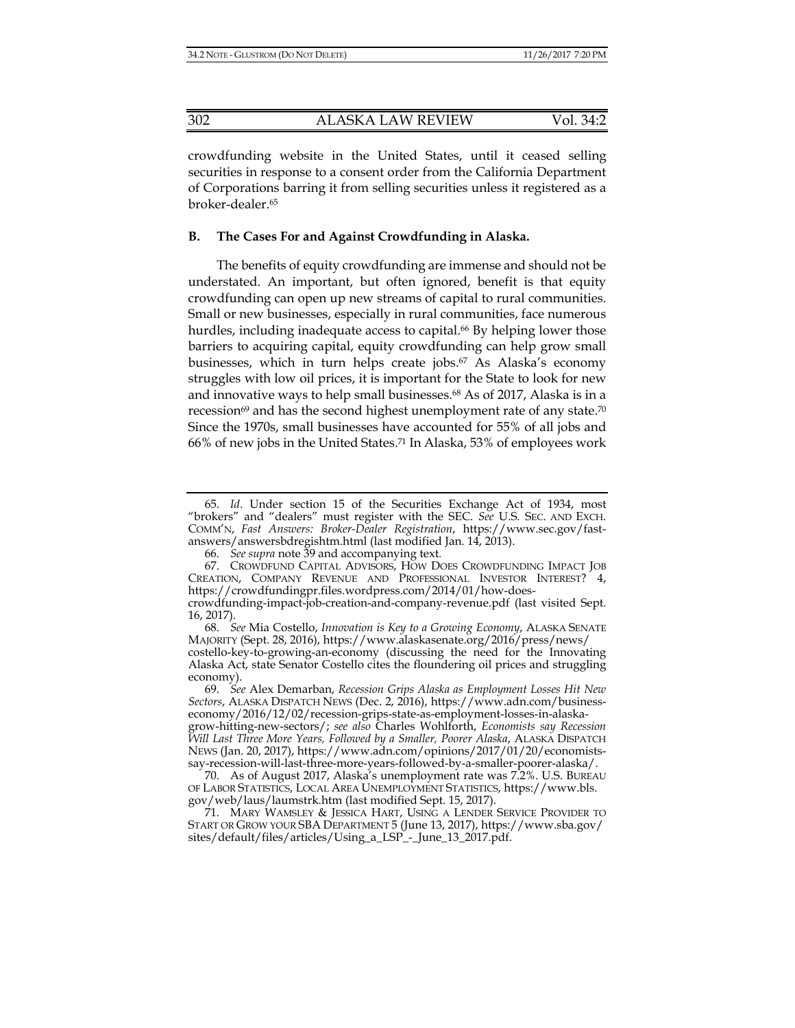crowdfunding website in the United States, until it ceased selling securities in response to a consent order from the California Department of Corporations barring it from selling securities unless it registered as a broker-dealer.[65]

### B. The Cases For and Against Crowdfunding in Alaska.

The benefits of equity crowdfunding are immense and should not be understated. An important, but often ignored, benefit is that equity crowdfunding can open up new streams of capital to rural communities. Small or new businesses, especially in rural communities, face numerous hurdles, including inadequate access to capital.[66] By helping lower those barriers to acquiring capital, equity crowdfunding can help grow small businesses, which in turn helps create jobs.[67] As Alaska's economy struggles with low oil prices, it is important for the State to look for new and innovative ways to help small businesses.[68] As of 2017, Alaska is in a recession[69] and has the second highest unemployment rate of any state.[70] Since the 1970s, small businesses have accounted for 55% of all jobs and 66% of new jobs in the United States.[71] In Alaska, 53% of employees work

---

65. *Id*. Under section 15 of the Securities Exchange Act of 1934, most "brokers" and "dealers" must register with the SEC. *See* U.S. SEC. AND EXCH. COMM'N, *Fast Answers: Broker-Dealer Registration*, https://www.sec.gov/fast-answers/answersbdregishtm.html (last modified Jan. 14, 2013).

66. *See supra* note 39 and accompanying text.

67. CROWDFUND CAPITAL ADVISORS, HOW DOES CROWDFUNDING IMPACT JOB CREATION, COMPANY REVENUE AND PROFESSIONAL INVESTOR INTEREST? 4, https://crowdfundingpr.files.wordpress.com/2014/01/how-does-crowdfunding-impact-job-creation-and-company-revenue.pdf (last visited Sept. 16, 2017).

68. *See* Mia Costello, *Innovation is Key to a Growing Economy*, ALASKA SENATE MAJORITY (Sept. 28, 2016), https://www.alaskasenate.org/2016/press/news/costello-key-to-growing-an-economy (discussing the need for the Innovating Alaska Act, state Senator Costello cites the floundering oil prices and struggling economy).

69. *See* Alex Demarban, *Recession Grips Alaska as Employment Losses Hit New Sectors*, ALASKA DISPATCH NEWS (Dec. 2, 2016), https://www.adn.com/business-economy/2016/12/02/recession-grips-state-as-employment-losses-in-alaska-grow-hitting-new-sectors/; *see also* Charles Wohlforth, *Economists say Recession Will Last Three More Years, Followed by a Smaller, Poorer Alaska*, ALASKA DISPATCH NEWS (Jan. 20, 2017), https://www.adn.com/opinions/2017/01/20/economists-say-recession-will-last-three-more-years-followed-by-a-smaller-poorer-alaska/.

70. As of August 2017, Alaska's unemployment rate was 7.2%. U.S. BUREAU OF LABOR STATISTICS, LOCAL AREA UNEMPLOYMENT STATISTICS, https://www.bls.gov/web/laus/laumstrk.htm (last modified Sept. 15, 2017).

71. MARY WAMSLEY & JESSICA HART, USING A LENDER SERVICE PROVIDER TO START OR GROW YOUR SBA DEPARTMENT 5 (June 13, 2017), https://www.sba.gov/sites/default/files/articles/Using_a_LSP_-_June_13_2017.pdf.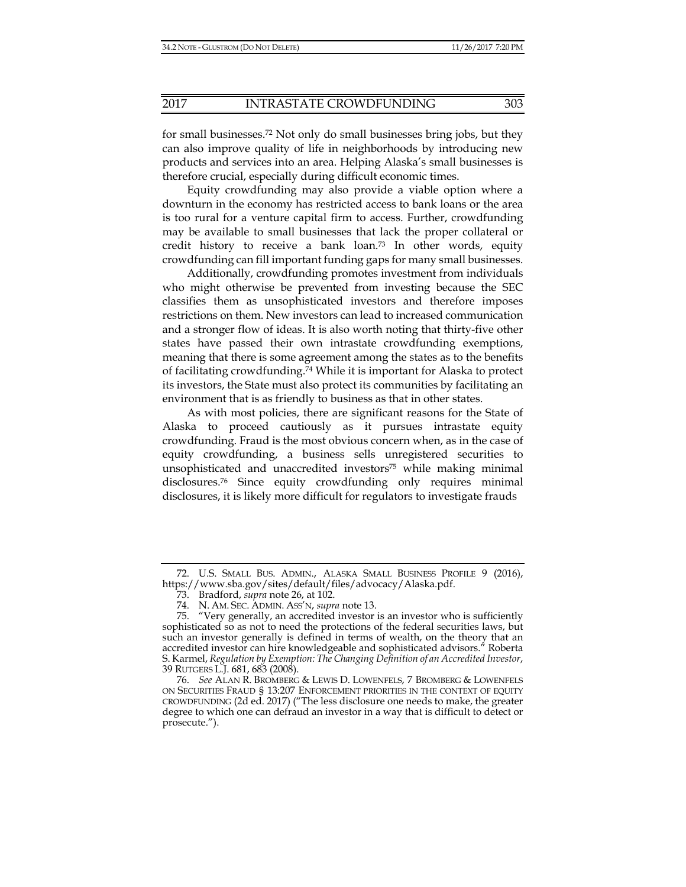for small businesses.[72] Not only do small businesses bring jobs, but they can also improve quality of life in neighborhoods by introducing new products and services into an area. Helping Alaska's small businesses is therefore crucial, especially during difficult economic times.

Equity crowdfunding may also provide a viable option where a downturn in the economy has restricted access to bank loans or the area is too rural for a venture capital firm to access. Further, crowdfunding may be available to small businesses that lack the proper collateral or credit history to receive a bank loan.[73] In other words, equity crowdfunding can fill important funding gaps for many small businesses.

Additionally, crowdfunding promotes investment from individuals who might otherwise be prevented from investing because the SEC classifies them as unsophisticated investors and therefore imposes restrictions on them. New investors can lead to increased communication and a stronger flow of ideas. It is also worth noting that thirty-five other states have passed their own intrastate crowdfunding exemptions, meaning that there is some agreement among the states as to the benefits of facilitating crowdfunding.[74] While it is important for Alaska to protect its investors, the State must also protect its communities by facilitating an environment that is as friendly to business as that in other states.

As with most policies, there are significant reasons for the State of Alaska to proceed cautiously as it pursues intrastate equity crowdfunding. Fraud is the most obvious concern when, as in the case of equity crowdfunding, a business sells unregistered securities to unsophisticated and unaccredited investors[75] while making minimal disclosures.[76] Since equity crowdfunding only requires minimal disclosures, it is likely more difficult for regulators to investigate frauds

---

72. U.S. SMALL BUS. ADMIN., ALASKA SMALL BUSINESS PROFILE 9 (2016), https://www.sba.gov/sites/default/files/advocacy/Alaska.pdf.

73. Bradford, *supra* note 26, at 102.

74. N. AM. SEC. ADMIN. ASS'N, *supra* note 13.

75. "Very generally, an accredited investor is an investor who is sufficiently sophisticated so as not to need the protections of the federal securities laws, but such an investor generally is defined in terms of wealth, on the theory that an accredited investor can hire knowledgeable and sophisticated advisors." Roberta S. Karmel, *Regulation by Exemption: The Changing Definition of an Accredited Investor*, 39 RUTGERS L.J. 681, 683 (2008).

76. *See* ALAN R. BROMBERG & LEWIS D. LOWENFELS, 7 BROMBERG & LOWENFELS ON SECURITIES FRAUD § 13:207 ENFORCEMENT PRIORITIES IN THE CONTEXT OF EQUITY CROWDFUNDING (2d ed. 2017) ("The less disclosure one needs to make, the greater degree to which one can defraud an investor in a way that is difficult to detect or prosecute.").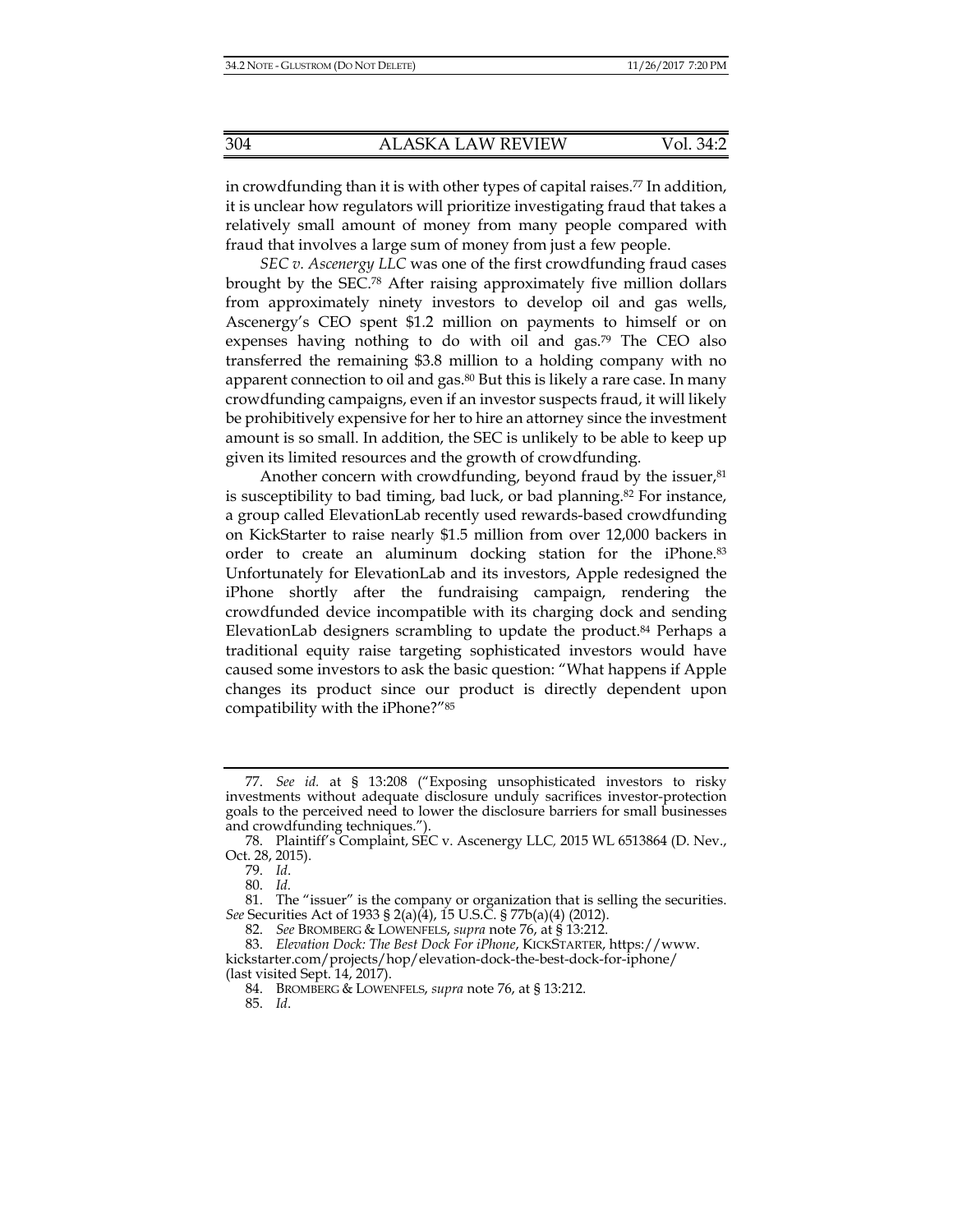in crowdfunding than it is with other types of capital raises.[77] In addition, it is unclear how regulators will prioritize investigating fraud that takes a relatively small amount of money from many people compared with fraud that involves a large sum of money from just a few people.

*SEC v. Ascenergy LLC* was one of the first crowdfunding fraud cases brought by the SEC.[78] After raising approximately five million dollars from approximately ninety investors to develop oil and gas wells, Ascenergy's CEO spent $1.2 million on payments to himself or on expenses having nothing to do with oil and gas.[79] The CEO also transferred the remaining $3.8 million to a holding company with no apparent connection to oil and gas.[80] But this is likely a rare case. In many crowdfunding campaigns, even if an investor suspects fraud, it will likely be prohibitively expensive for her to hire an attorney since the investment amount is so small. In addition, the SEC is unlikely to be able to keep up given its limited resources and the growth of crowdfunding.

Another concern with crowdfunding, beyond fraud by the issuer,[81] is susceptibility to bad timing, bad luck, or bad planning.[82] For instance, a group called ElevationLab recently used rewards-based crowdfunding on KickStarter to raise nearly $1.5 million from over 12,000 backers in order to create an aluminum docking station for the iPhone.[83] Unfortunately for ElevationLab and its investors, Apple redesigned the iPhone shortly after the fundraising campaign, rendering the crowdfunded device incompatible with its charging dock and sending ElevationLab designers scrambling to update the product.[84] Perhaps a traditional equity raise targeting sophisticated investors would have caused some investors to ask the basic question: "What happens if Apple changes its product since our product is directly dependent upon compatibility with the iPhone?"[85]

---

77. *See id.* at § 13:208 ("Exposing unsophisticated investors to risky investments without adequate disclosure unduly sacrifices investor-protection goals to the perceived need to lower the disclosure barriers for small businesses and crowdfunding techniques.").

78. Plaintiff's Complaint, SEC v. Ascenergy LLC, 2015 WL 6513864 (D. Nev., Oct. 28, 2015).

79. *Id*.

80. *Id*.

81. The "issuer" is the company or organization that is selling the securities. *See* Securities Act of 1933 § 2(a)(4), 15 U.S.C. § 77b(a)(4) (2012).

82. *See* BROMBERG & LOWENFELS, *supra* note 76, at § 13:212.

83. *Elevation Dock: The Best Dock For iPhone*, KICKSTARTER, https://www.kickstarter.com/projects/hop/elevation-dock-the-best-dock-for-iphone/ (last visited Sept. 14, 2017).

84. BROMBERG & LOWENFELS, *supra* note 76, at § 13:212.

85. *Id*.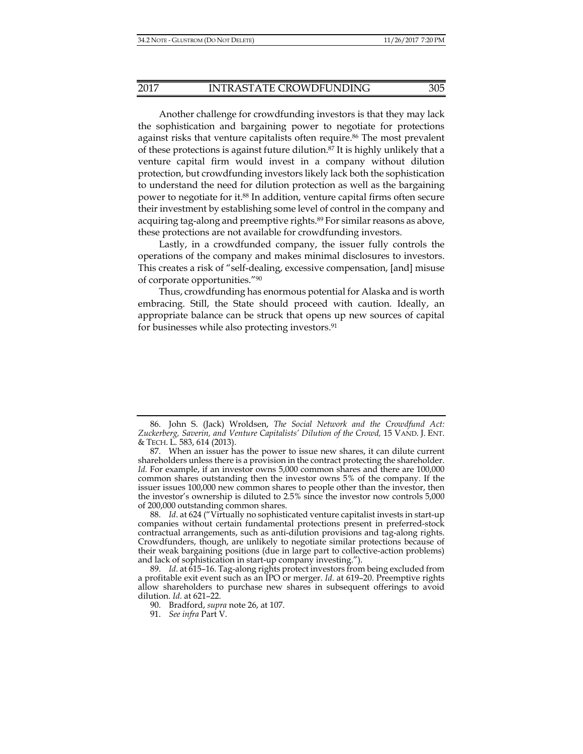Another challenge for crowdfunding investors is that they may lack the sophistication and bargaining power to negotiate for protections against risks that venture capitalists often require.[86] The most prevalent of these protections is against future dilution.[87] It is highly unlikely that a venture capital firm would invest in a company without dilution protection, but crowdfunding investors likely lack both the sophistication to understand the need for dilution protection as well as the bargaining power to negotiate for it.[88] In addition, venture capital firms often secure their investment by establishing some level of control in the company and acquiring tag-along and preemptive rights.[89] For similar reasons as above, these protections are not available for crowdfunding investors.

Lastly, in a crowdfunded company, the issuer fully controls the operations of the company and makes minimal disclosures to investors. This creates a risk of "self-dealing, excessive compensation, [and] misuse of corporate opportunities."[90]

Thus, crowdfunding has enormous potential for Alaska and is worth embracing. Still, the State should proceed with caution. Ideally, an appropriate balance can be struck that opens up new sources of capital for businesses while also protecting investors.[91]

---

86. John S. (Jack) Wroldsen, *The Social Network and the Crowdfund Act: Zuckerberg, Saverin, and Venture Capitalists' Dilution of the Crowd,* 15 VAND. J. ENT. & TECH. L. 583, 614 (2013).

87. When an issuer has the power to issue new shares, it can dilute current shareholders unless there is a provision in the contract protecting the shareholder. *Id.* For example, if an investor owns 5,000 common shares and there are 100,000 common shares outstanding then the investor owns 5% of the company. If the issuer issues 100,000 new common shares to people other than the investor, then the investor's ownership is diluted to 2.5% since the investor now controls 5,000 of 200,000 outstanding common shares.

88. *Id.* at 624 ("Virtually no sophisticated venture capitalist invests in start-up companies without certain fundamental protections present in preferred-stock contractual arrangements, such as anti-dilution provisions and tag-along rights. Crowdfunders, though, are unlikely to negotiate similar protections because of their weak bargaining positions (due in large part to collective-action problems) and lack of sophistication in start-up company investing.").

89. *Id.* at 615–16. Tag-along rights protect investors from being excluded from a profitable exit event such as an IPO or merger. *Id.* at 619–20. Preemptive rights allow shareholders to purchase new shares in subsequent offerings to avoid dilution. *Id.* at 621–22.

90. Bradford, *supra* note 26, at 107.

91. *See infra* Part V.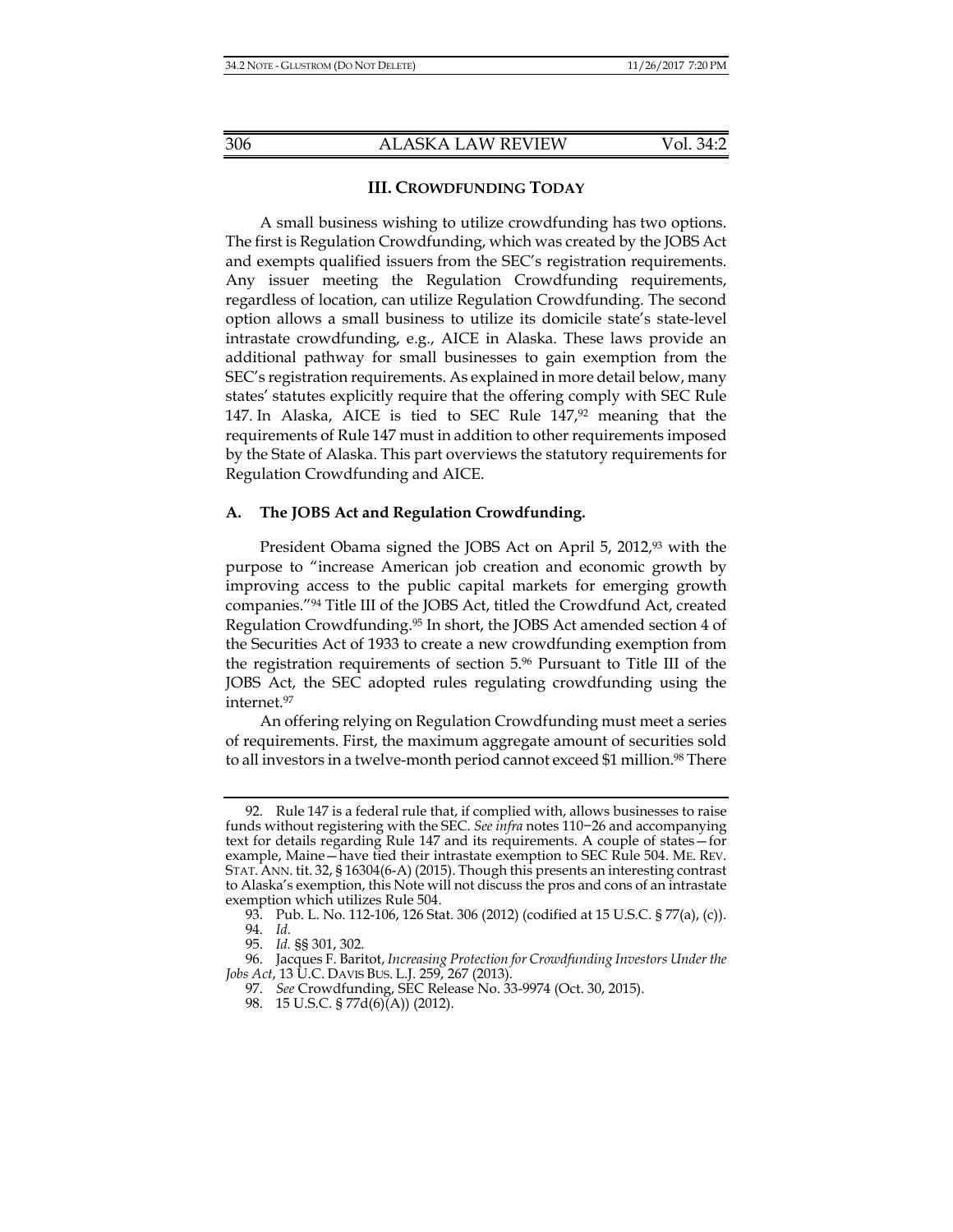## III. CROWDFUNDING TODAY

A small business wishing to utilize crowdfunding has two options. The first is Regulation Crowdfunding, which was created by the JOBS Act and exempts qualified issuers from the SEC's registration requirements. Any issuer meeting the Regulation Crowdfunding requirements, regardless of location, can utilize Regulation Crowdfunding. The second option allows a small business to utilize its domicile state's state-level intrastate crowdfunding, e.g., AICE in Alaska. These laws provide an additional pathway for small businesses to gain exemption from the SEC's registration requirements. As explained in more detail below, many states' statutes explicitly require that the offering comply with SEC Rule 147. In Alaska, AICE is tied to SEC Rule 147,[92] meaning that the requirements of Rule 147 must in addition to other requirements imposed by the State of Alaska. This part overviews the statutory requirements for Regulation Crowdfunding and AICE.

### A. The JOBS Act and Regulation Crowdfunding.

President Obama signed the JOBS Act on April 5, 2012,[93] with the purpose to "increase American job creation and economic growth by improving access to the public capital markets for emerging growth companies."[94] Title III of the JOBS Act, titled the Crowdfund Act, created Regulation Crowdfunding.[95] In short, the JOBS Act amended section 4 of the Securities Act of 1933 to create a new crowdfunding exemption from the registration requirements of section 5.[96] Pursuant to Title III of the JOBS Act, the SEC adopted rules regulating crowdfunding using the internet.[97]

An offering relying on Regulation Crowdfunding must meet a series of requirements. First, the maximum aggregate amount of securities sold to all investors in a twelve-month period cannot exceed $1 million.[98] There

---

92. Rule 147 is a federal rule that, if complied with, allows businesses to raise funds without registering with the SEC. *See infra* notes 110−26 and accompanying text for details regarding Rule 147 and its requirements. A couple of states—for example, Maine—have tied their intrastate exemption to SEC Rule 504. ME. REV. STAT. ANN. tit. 32, § 16304(6-A) (2015). Though this presents an interesting contrast to Alaska's exemption, this Note will not discuss the pros and cons of an intrastate exemption which utilizes Rule 504.

93. Pub. L. No. 112-106, 126 Stat. 306 (2012) (codified at 15 U.S.C. § 77(a), (c)).

94. *Id.*

95. *Id.* §§ 301, 302.

96. Jacques F. Baritot, *Increasing Protection for Crowdfunding Investors Under the Jobs Act*, 13 U.C. DAVIS BUS. L.J. 259, 267 (2013).

97. *See* Crowdfunding, SEC Release No. 33-9974 (Oct. 30, 2015).

98. 15 U.S.C. § 77d(6)(A)) (2012).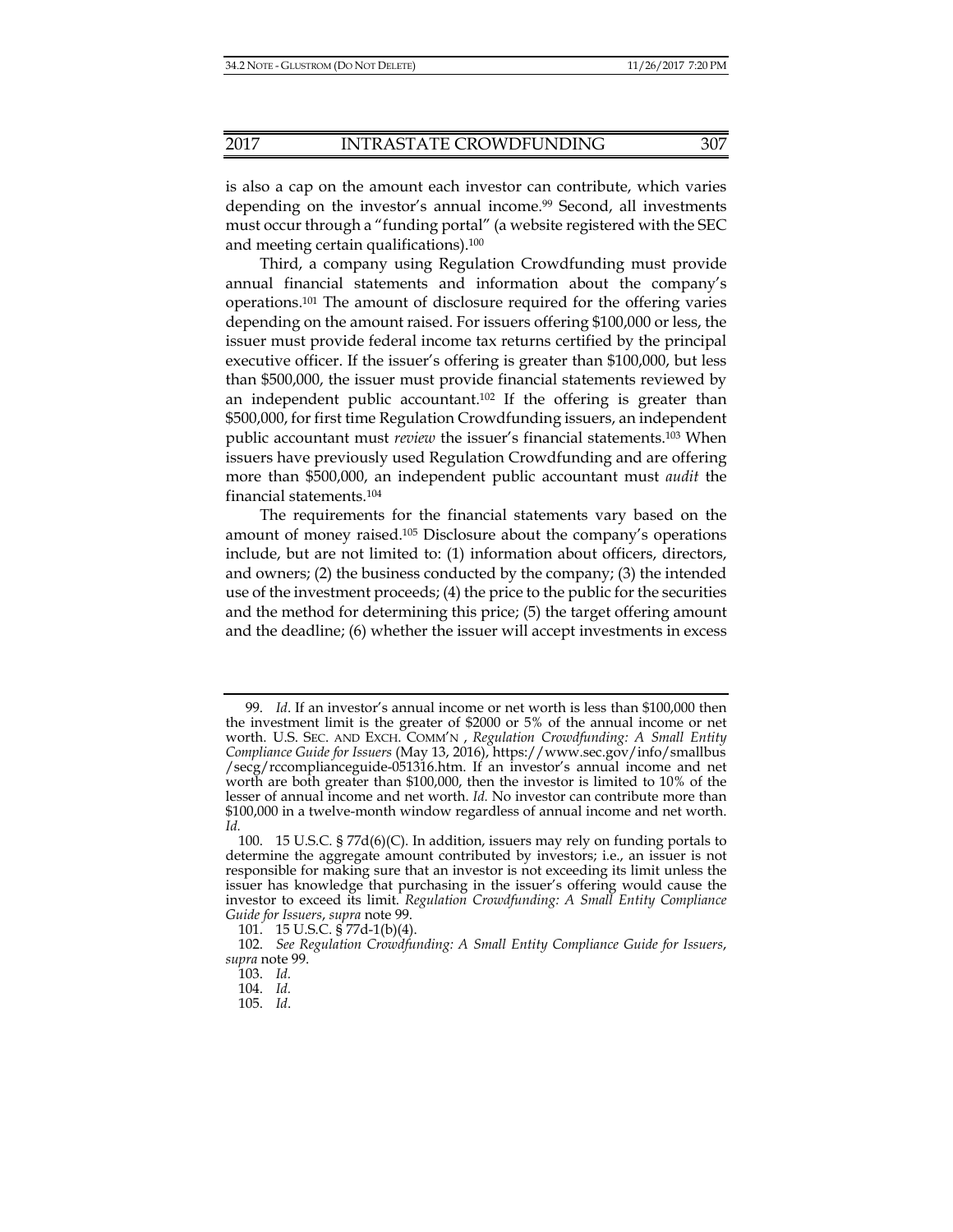is also a cap on the amount each investor can contribute, which varies depending on the investor's annual income.[99] Second, all investments must occur through a "funding portal" (a website registered with the SEC and meeting certain qualifications).[100]

Third, a company using Regulation Crowdfunding must provide annual financial statements and information about the company's operations.[101] The amount of disclosure required for the offering varies depending on the amount raised. For issuers offering $100,000 or less, the issuer must provide federal income tax returns certified by the principal executive officer. If the issuer's offering is greater than $100,000, but less than $500,000, the issuer must provide financial statements reviewed by an independent public accountant.[102] If the offering is greater than $500,000, for first time Regulation Crowdfunding issuers, an independent public accountant must *review* the issuer's financial statements.[103] When issuers have previously used Regulation Crowdfunding and are offering more than $500,000, an independent public accountant must *audit* the financial statements.[104]

The requirements for the financial statements vary based on the amount of money raised.[105] Disclosure about the company's operations include, but are not limited to: (1) information about officers, directors, and owners; (2) the business conducted by the company; (3) the intended use of the investment proceeds; (4) the price to the public for the securities and the method for determining this price; (5) the target offering amount and the deadline; (6) whether the issuer will accept investments in excess

---

99. *Id*. If an investor's annual income or net worth is less than $100,000 then the investment limit is the greater of $2000 or 5% of the annual income or net worth. U.S. SEC. AND EXCH. COMM'N , *Regulation Crowdfunding: A Small Entity Compliance Guide for Issuers* (May 13, 2016), https://www.sec.gov/info/smallbus/secg/rccomplianceguide-051316.htm. If an investor's annual income and net worth are both greater than $100,000, then the investor is limited to 10% of the lesser of annual income and net worth. *Id.* No investor can contribute more than $100,000 in a twelve-month window regardless of annual income and net worth. *Id.*

100. 15 U.S.C. § 77d(6)(C). In addition, issuers may rely on funding portals to determine the aggregate amount contributed by investors; i.e., an issuer is not responsible for making sure that an investor is not exceeding its limit unless the issuer has knowledge that purchasing in the issuer's offering would cause the investor to exceed its limit. *Regulation Crowdfunding: A Small Entity Compliance Guide for Issuers*, *supra* note 99.

101. 15 U.S.C. § 77d-1(b)(4).

102. *See Regulation Crowdfunding: A Small Entity Compliance Guide for Issuers*, *supra* note 99.

103. *Id.*

104. *Id.*

105. *Id*.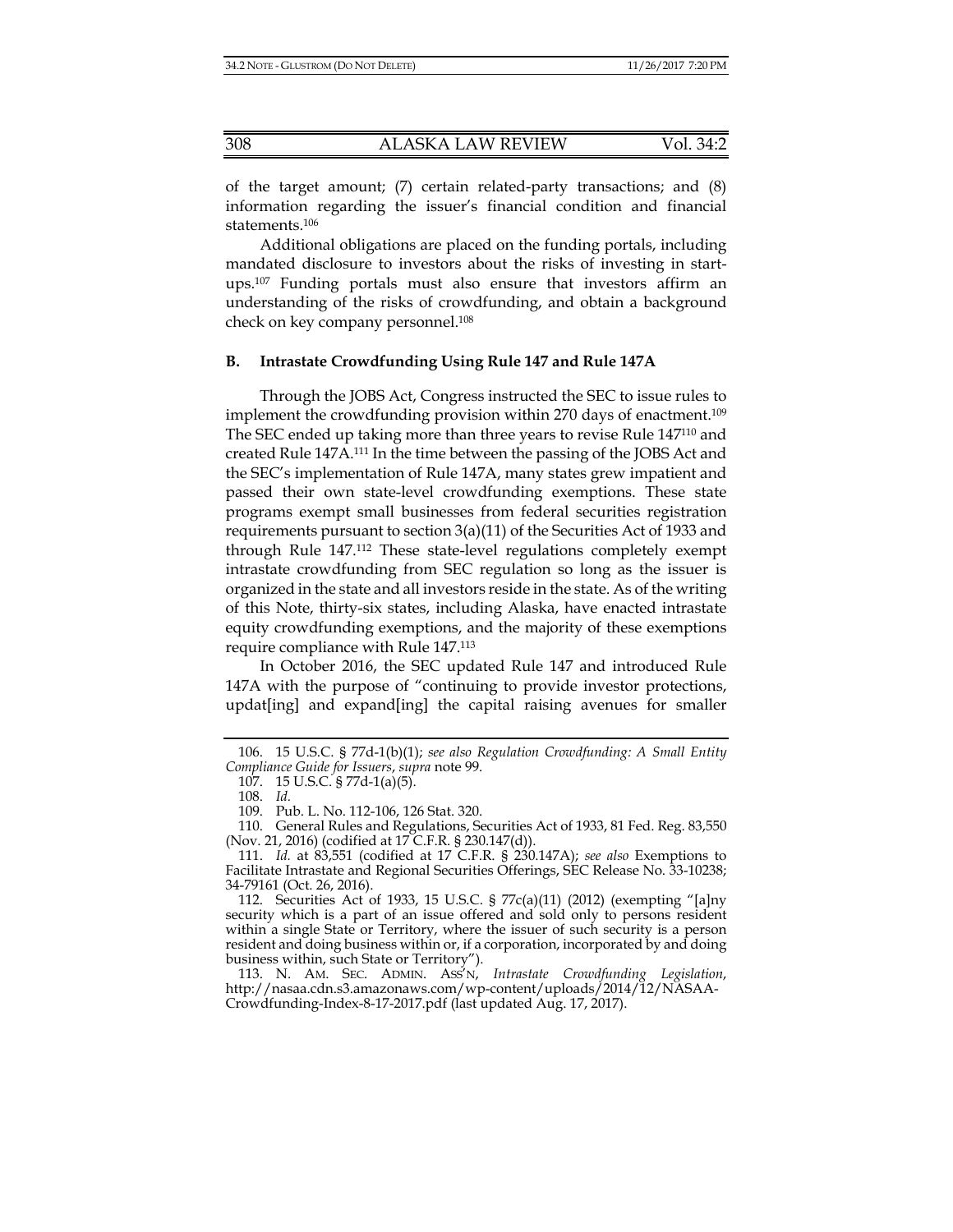of the target amount; (7) certain related-party transactions; and (8) information regarding the issuer's financial condition and financial statements.[106]

Additional obligations are placed on the funding portals, including mandated disclosure to investors about the risks of investing in start-ups.[107] Funding portals must also ensure that investors affirm an understanding of the risks of crowdfunding, and obtain a background check on key company personnel.[108]

### B. Intrastate Crowdfunding Using Rule 147 and Rule 147A

Through the JOBS Act, Congress instructed the SEC to issue rules to implement the crowdfunding provision within 270 days of enactment.[109] The SEC ended up taking more than three years to revise Rule 147[110] and created Rule 147A.[111] In the time between the passing of the JOBS Act and the SEC's implementation of Rule 147A, many states grew impatient and passed their own state-level crowdfunding exemptions. These state programs exempt small businesses from federal securities registration requirements pursuant to section 3(a)(11) of the Securities Act of 1933 and through Rule 147.[112] These state-level regulations completely exempt intrastate crowdfunding from SEC regulation so long as the issuer is organized in the state and all investors reside in the state. As of the writing of this Note, thirty-six states, including Alaska, have enacted intrastate equity crowdfunding exemptions, and the majority of these exemptions require compliance with Rule 147.[113]

In October 2016, the SEC updated Rule 147 and introduced Rule 147A with the purpose of "continuing to provide investor protections, updat[ing] and expand[ing] the capital raising avenues for smaller

---

106. 15 U.S.C. § 77d-1(b)(1); *see also Regulation Crowdfunding: A Small Entity Compliance Guide for Issuers*, *supra* note 99.

107. 15 U.S.C. § 77d-1(a)(5).

108. *Id.*

109. Pub. L. No. 112-106, 126 Stat. 320.

110. General Rules and Regulations, Securities Act of 1933, 81 Fed. Reg. 83,550 (Nov. 21, 2016) (codified at 17 C.F.R. § 230.147(d)).

111. *Id.* at 83,551 (codified at 17 C.F.R. § 230.147A); *see also* Exemptions to Facilitate Intrastate and Regional Securities Offerings, SEC Release No. 33-10238; 34-79161 (Oct. 26, 2016).

112. Securities Act of 1933, 15 U.S.C. § 77c(a)(11) (2012) (exempting "[a]ny security which is a part of an issue offered and sold only to persons resident within a single State or Territory, where the issuer of such security is a person resident and doing business within or, if a corporation, incorporated by and doing business within, such State or Territory").

113. N. AM. SEC. ADMIN. ASS'N, *Intrastate Crowdfunding Legislation*, http://nasaa.cdn.s3.amazonaws.com/wp-content/uploads/2014/12/NASAA-Crowdfunding-Index-8-17-2017.pdf (last updated Aug. 17, 2017).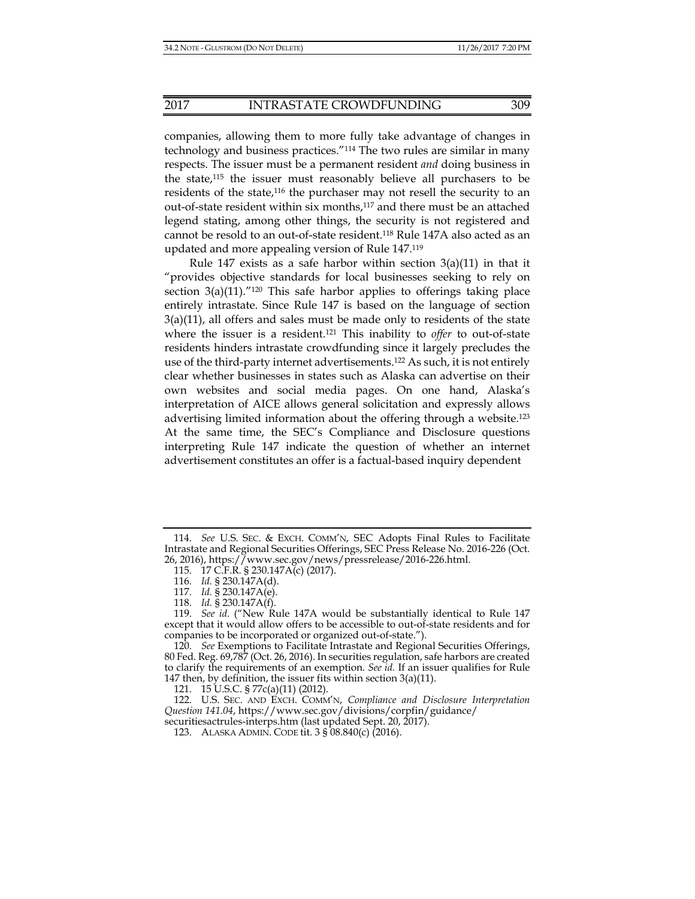companies, allowing them to more fully take advantage of changes in technology and business practices."[114] The two rules are similar in many respects. The issuer must be a permanent resident *and* doing business in the state,[115] the issuer must reasonably believe all purchasers to be residents of the state,[116] the purchaser may not resell the security to an out-of-state resident within six months,[117] and there must be an attached legend stating, among other things, the security is not registered and cannot be resold to an out-of-state resident.[118] Rule 147A also acted as an updated and more appealing version of Rule 147.[119]

Rule 147 exists as a safe harbor within section 3(a)(11) in that it "provides objective standards for local businesses seeking to rely on section 3(a)(11)."[120] This safe harbor applies to offerings taking place entirely intrastate. Since Rule 147 is based on the language of section 3(a)(11), all offers and sales must be made only to residents of the state where the issuer is a resident.[121] This inability to *offer* to out-of-state residents hinders intrastate crowdfunding since it largely precludes the use of the third-party internet advertisements.[122] As such, it is not entirely clear whether businesses in states such as Alaska can advertise on their own websites and social media pages. On one hand, Alaska's interpretation of AICE allows general solicitation and expressly allows advertising limited information about the offering through a website.[123] At the same time, the SEC's Compliance and Disclosure questions interpreting Rule 147 indicate the question of whether an internet advertisement constitutes an offer is a factual-based inquiry dependent

---

114. *See* U.S. SEC. & EXCH. COMM'N, SEC Adopts Final Rules to Facilitate Intrastate and Regional Securities Offerings, SEC Press Release No. 2016-226 (Oct. 26, 2016), https://www.sec.gov/news/pressrelease/2016-226.html.

115. 17 C.F.R. § 230.147A(c) (2017).

116. *Id.* § 230.147A(d).

117. *Id.* § 230.147A(e).

118. *Id.* § 230.147A(f).

119. *See id.* ("New Rule 147A would be substantially identical to Rule 147 except that it would allow offers to be accessible to out-of-state residents and for companies to be incorporated or organized out-of-state.").

120. *See* Exemptions to Facilitate Intrastate and Regional Securities Offerings, 80 Fed. Reg. 69,787 (Oct. 26, 2016). In securities regulation, safe harbors are created to clarify the requirements of an exemption. *See id.* If an issuer qualifies for Rule 147 then, by definition, the issuer fits within section 3(a)(11).

121. 15 U.S.C. § 77c(a)(11) (2012).

122. U.S. SEC. AND EXCH. COMM'N, *Compliance and Disclosure Interpretation Question 141.04*, https://www.sec.gov/divisions/corpfin/guidance/securitiesactrules-interps.htm (last updated Sept. 20, 2017).

123. ALASKA ADMIN. CODE tit. 3 § 08.840(c) (2016).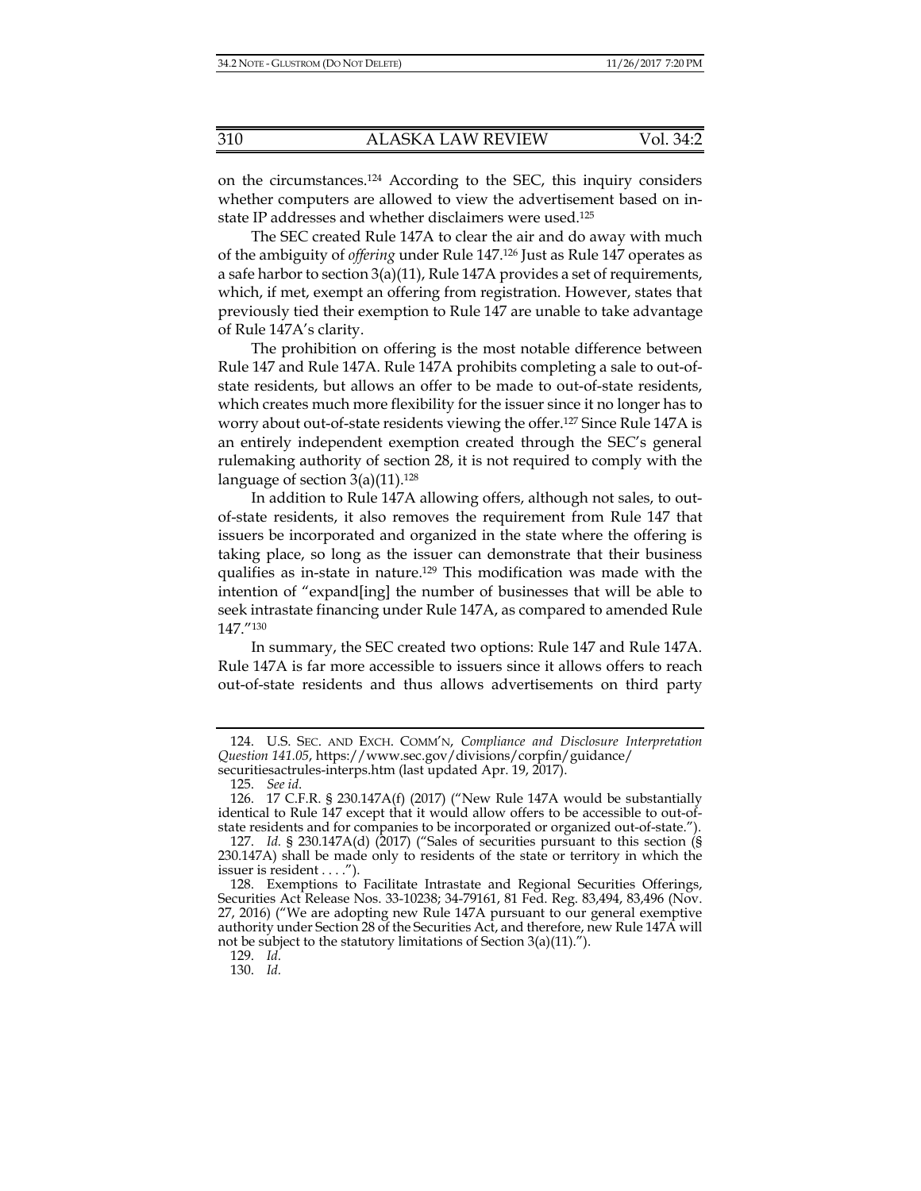on the circumstances.[124] According to the SEC, this inquiry considers whether computers are allowed to view the advertisement based on in-state IP addresses and whether disclaimers were used.[125]

The SEC created Rule 147A to clear the air and do away with much of the ambiguity of *offering* under Rule 147.[126] Just as Rule 147 operates as a safe harbor to section 3(a)(11), Rule 147A provides a set of requirements, which, if met, exempt an offering from registration. However, states that previously tied their exemption to Rule 147 are unable to take advantage of Rule 147A's clarity.

The prohibition on offering is the most notable difference between Rule 147 and Rule 147A. Rule 147A prohibits completing a sale to out-of-state residents, but allows an offer to be made to out-of-state residents, which creates much more flexibility for the issuer since it no longer has to worry about out-of-state residents viewing the offer.[127] Since Rule 147A is an entirely independent exemption created through the SEC's general rulemaking authority of section 28, it is not required to comply with the language of section 3(a)(11).[128]

In addition to Rule 147A allowing offers, although not sales, to out-of-state residents, it also removes the requirement from Rule 147 that issuers be incorporated and organized in the state where the offering is taking place, so long as the issuer can demonstrate that their business qualifies as in-state in nature.[129] This modification was made with the intention of "expand[ing] the number of businesses that will be able to seek intrastate financing under Rule 147A, as compared to amended Rule 147."[130]

In summary, the SEC created two options: Rule 147 and Rule 147A. Rule 147A is far more accessible to issuers since it allows offers to reach out-of-state residents and thus allows advertisements on third party

---

124. U.S. SEC. AND EXCH. COMM'N, *Compliance and Disclosure Interpretation Question 141.05*, https://www.sec.gov/divisions/corpfin/guidance/securitiesactrules-interps.htm (last updated Apr. 19, 2017).

125. *See id*.

126. 17 C.F.R. § 230.147A(f) (2017) ("New Rule 147A would be substantially identical to Rule 147 except that it would allow offers to be accessible to out-of-state residents and for companies to be incorporated or organized out-of-state.").

127. *Id.* § 230.147A(d) (2017) ("Sales of securities pursuant to this section (§ 230.147A) shall be made only to residents of the state or territory in which the issuer is resident . . . .").

128. Exemptions to Facilitate Intrastate and Regional Securities Offerings, Securities Act Release Nos. 33-10238; 34-79161, 81 Fed. Reg. 83,494, 83,496 (Nov. 27, 2016) ("We are adopting new Rule 147A pursuant to our general exemptive authority under Section 28 of the Securities Act, and therefore, new Rule 147A will not be subject to the statutory limitations of Section 3(a)(11).").

129. *Id.*

130. *Id.*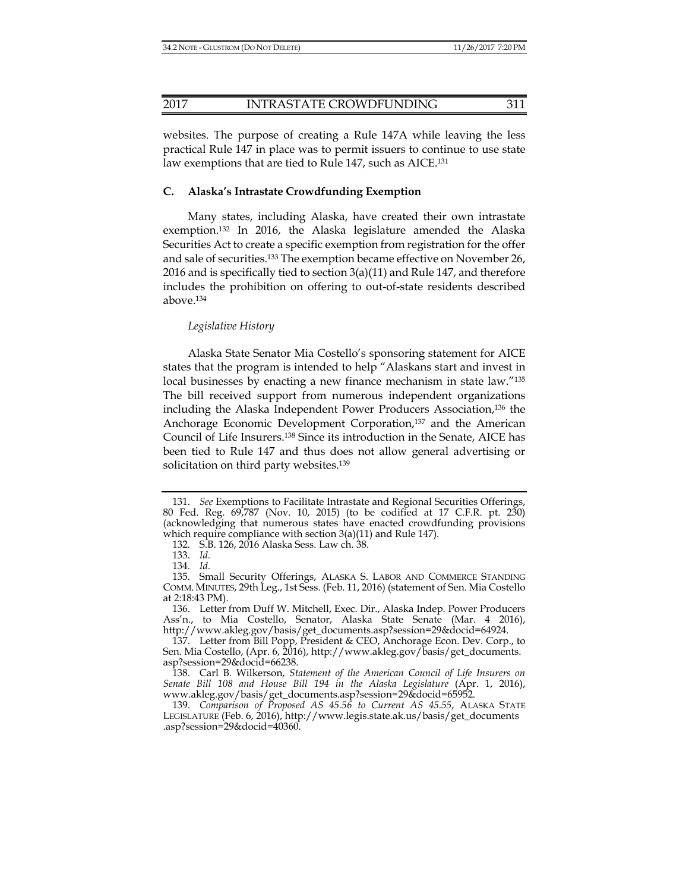websites. The purpose of creating a Rule 147A while leaving the less practical Rule 147 in place was to permit issuers to continue to use state law exemptions that are tied to Rule 147, such as AICE.[131]

### C. Alaska's Intrastate Crowdfunding Exemption

Many states, including Alaska, have created their own intrastate exemption.[132] In 2016, the Alaska legislature amended the Alaska Securities Act to create a specific exemption from registration for the offer and sale of securities.[133] The exemption became effective on November 26, 2016 and is specifically tied to section 3(a)(11) and Rule 147, and therefore includes the prohibition on offering to out-of-state residents described above.[134]

*Legislative History*

Alaska State Senator Mia Costello's sponsoring statement for AICE states that the program is intended to help "Alaskans start and invest in local businesses by enacting a new finance mechanism in state law."[135] The bill received support from numerous independent organizations including the Alaska Independent Power Producers Association,[136] the Anchorage Economic Development Corporation,[137] and the American Council of Life Insurers.[138] Since its introduction in the Senate, AICE has been tied to Rule 147 and thus does not allow general advertising or solicitation on third party websites.[139]

---

131. *See* Exemptions to Facilitate Intrastate and Regional Securities Offerings, 80 Fed. Reg. 69,787 (Nov. 10, 2015) (to be codified at 17 C.F.R. pt. 230) (acknowledging that numerous states have enacted crowdfunding provisions which require compliance with section 3(a)(11) and Rule 147).

132. S.B. 126, 2016 Alaska Sess. Law ch. 38.

133. *Id.*

134. *Id.*

135. Small Security Offerings, ALASKA S. LABOR AND COMMERCE STANDING COMM. MINUTES, 29th Leg., 1st Sess. (Feb. 11, 2016) (statement of Sen. Mia Costello at 2:18:43 PM).

136. Letter from Duff W. Mitchell, Exec. Dir., Alaska Indep. Power Producers Ass'n., to Mia Costello, Senator, Alaska State Senate (Mar. 4 2016), http://www.akleg.gov/basis/get_documents.asp?session=29&docid=64924.

137. Letter from Bill Popp, President & CEO, Anchorage Econ. Dev. Corp., to Sen. Mia Costello, (Apr. 6, 2016), http://www.akleg.gov/basis/get_documents.asp?session=29&docid=66238.

138. Carl B. Wilkerson, *Statement of the American Council of Life Insurers on Senate Bill 108 and House Bill 194 in the Alaska Legislature* (Apr. 1, 2016), www.akleg.gov/basis/get_documents.asp?session=29&docid=65952.

139. *Comparison of Proposed AS 45.56 to Current AS 45.55*, ALASKA STATE LEGISLATURE (Feb. 6, 2016), http://www.legis.state.ak.us/basis/get_documents.asp?session=29&docid=40360.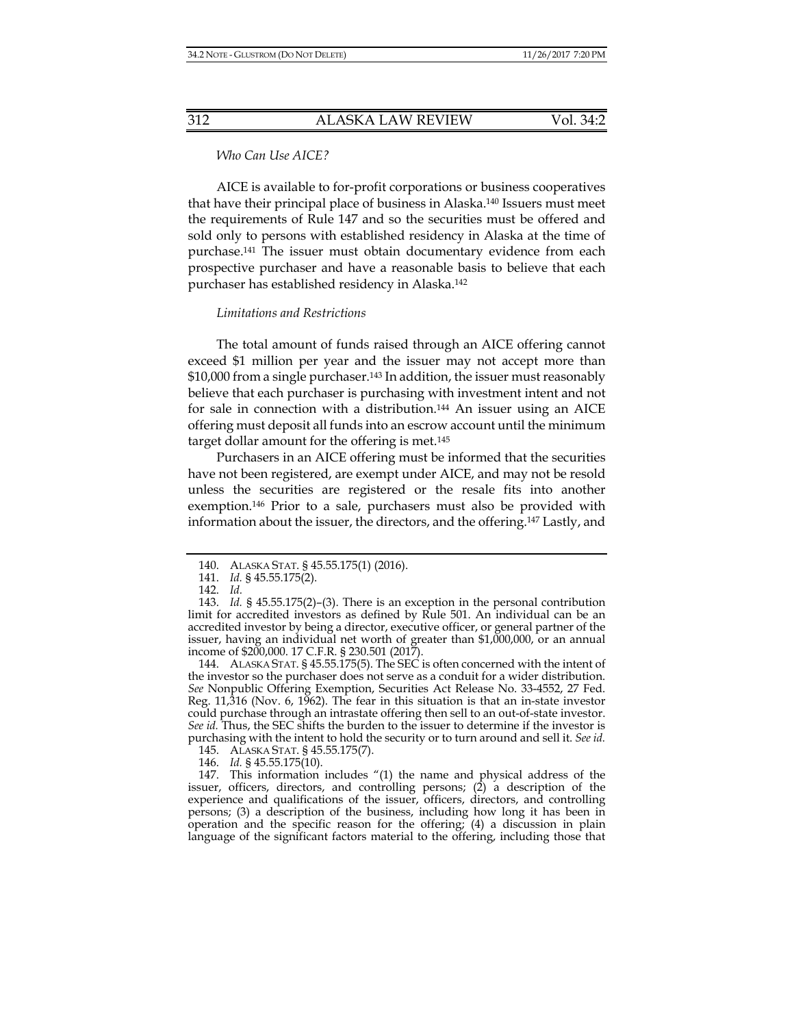*Who Can Use AICE?*

AICE is available to for-profit corporations or business cooperatives that have their principal place of business in Alaska.[140] Issuers must meet the requirements of Rule 147 and so the securities must be offered and sold only to persons with established residency in Alaska at the time of purchase.[141] The issuer must obtain documentary evidence from each prospective purchaser and have a reasonable basis to believe that each purchaser has established residency in Alaska.[142]

*Limitations and Restrictions*

The total amount of funds raised through an AICE offering cannot exceed $1 million per year and the issuer may not accept more than $10,000 from a single purchaser.[143] In addition, the issuer must reasonably believe that each purchaser is purchasing with investment intent and not for sale in connection with a distribution.[144] An issuer using an AICE offering must deposit all funds into an escrow account until the minimum target dollar amount for the offering is met.[145]

Purchasers in an AICE offering must be informed that the securities have not been registered, are exempt under AICE, and may not be resold unless the securities are registered or the resale fits into another exemption.[146] Prior to a sale, purchasers must also be provided with information about the issuer, the directors, and the offering.[147] Lastly, and

---

140. ALASKA STAT. § 45.55.175(1) (2016).

141. *Id.* § 45.55.175(2).

142. *Id.*

143. *Id.* § 45.55.175(2)–(3). There is an exception in the personal contribution limit for accredited investors as defined by Rule 501. An individual can be an accredited investor by being a director, executive officer, or general partner of the issuer, having an individual net worth of greater than $1,000,000, or an annual income of $200,000. 17 C.F.R. § 230.501 (2017).

144. ALASKA STAT. § 45.55.175(5). The SEC is often concerned with the intent of the investor so the purchaser does not serve as a conduit for a wider distribution. *See* Nonpublic Offering Exemption, Securities Act Release No. 33-4552, 27 Fed. Reg. 11,316 (Nov. 6, 1962). The fear in this situation is that an in-state investor could purchase through an intrastate offering then sell to an out-of-state investor. *See id.* Thus, the SEC shifts the burden to the issuer to determine if the investor is purchasing with the intent to hold the security or to turn around and sell it. *See id.*

145. ALASKA STAT. § 45.55.175(7).

146. *Id.* § 45.55.175(10).

147. This information includes "(1) the name and physical address of the issuer, officers, directors, and controlling persons; (2) a description of the experience and qualifications of the issuer, officers, directors, and controlling persons; (3) a description of the business, including how long it has been in operation and the specific reason for the offering; (4) a discussion in plain language of the significant factors material to the offering, including those that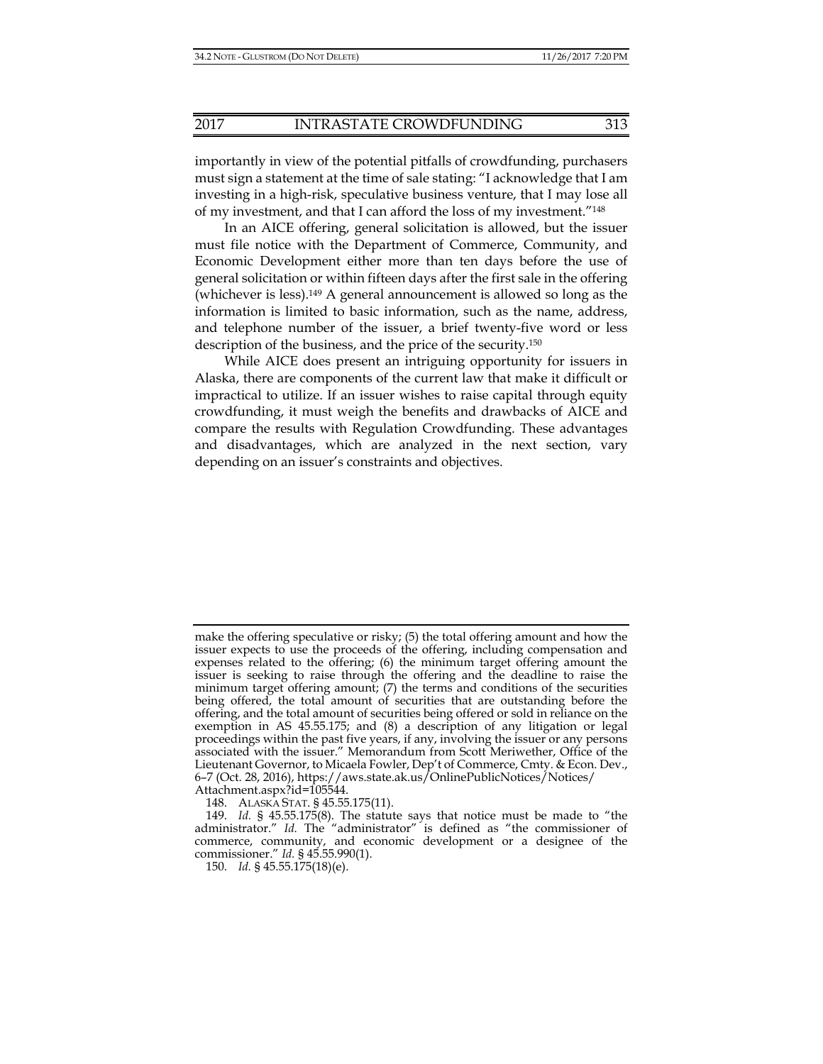importantly in view of the potential pitfalls of crowdfunding, purchasers must sign a statement at the time of sale stating: "I acknowledge that I am investing in a high-risk, speculative business venture, that I may lose all of my investment, and that I can afford the loss of my investment."[148]

In an AICE offering, general solicitation is allowed, but the issuer must file notice with the Department of Commerce, Community, and Economic Development either more than ten days before the use of general solicitation or within fifteen days after the first sale in the offering (whichever is less).[149] A general announcement is allowed so long as the information is limited to basic information, such as the name, address, and telephone number of the issuer, a brief twenty-five word or less description of the business, and the price of the security.[150]

While AICE does present an intriguing opportunity for issuers in Alaska, there are components of the current law that make it difficult or impractical to utilize. If an issuer wishes to raise capital through equity crowdfunding, it must weigh the benefits and drawbacks of AICE and compare the results with Regulation Crowdfunding. These advantages and disadvantages, which are analyzed in the next section, vary depending on an issuer's constraints and objectives.

---

make the offering speculative or risky; (5) the total offering amount and how the issuer expects to use the proceeds of the offering, including compensation and expenses related to the offering; (6) the minimum target offering amount the issuer is seeking to raise through the offering and the deadline to raise the minimum target offering amount; (7) the terms and conditions of the securities being offered, the total amount of securities that are outstanding before the offering, and the total amount of securities being offered or sold in reliance on the exemption in AS 45.55.175; and (8) a description of any litigation or legal proceedings within the past five years, if any, involving the issuer or any persons associated with the issuer." Memorandum from Scott Meriwether, Office of the Lieutenant Governor, to Micaela Fowler, Dep't of Commerce, Cmty. & Econ. Dev., 6–7 (Oct. 28, 2016), https://aws.state.ak.us/OnlinePublicNotices/Notices/Attachment.aspx?id=105544.

148. ALASKA STAT. § 45.55.175(11).

149. *Id.* § 45.55.175(8). The statute says that notice must be made to "the administrator." *Id.* The "administrator" is defined as "the commissioner of commerce, community, and economic development or a designee of the commissioner." *Id.* § 45.55.990(1).

150. *Id.* § 45.55.175(18)(e).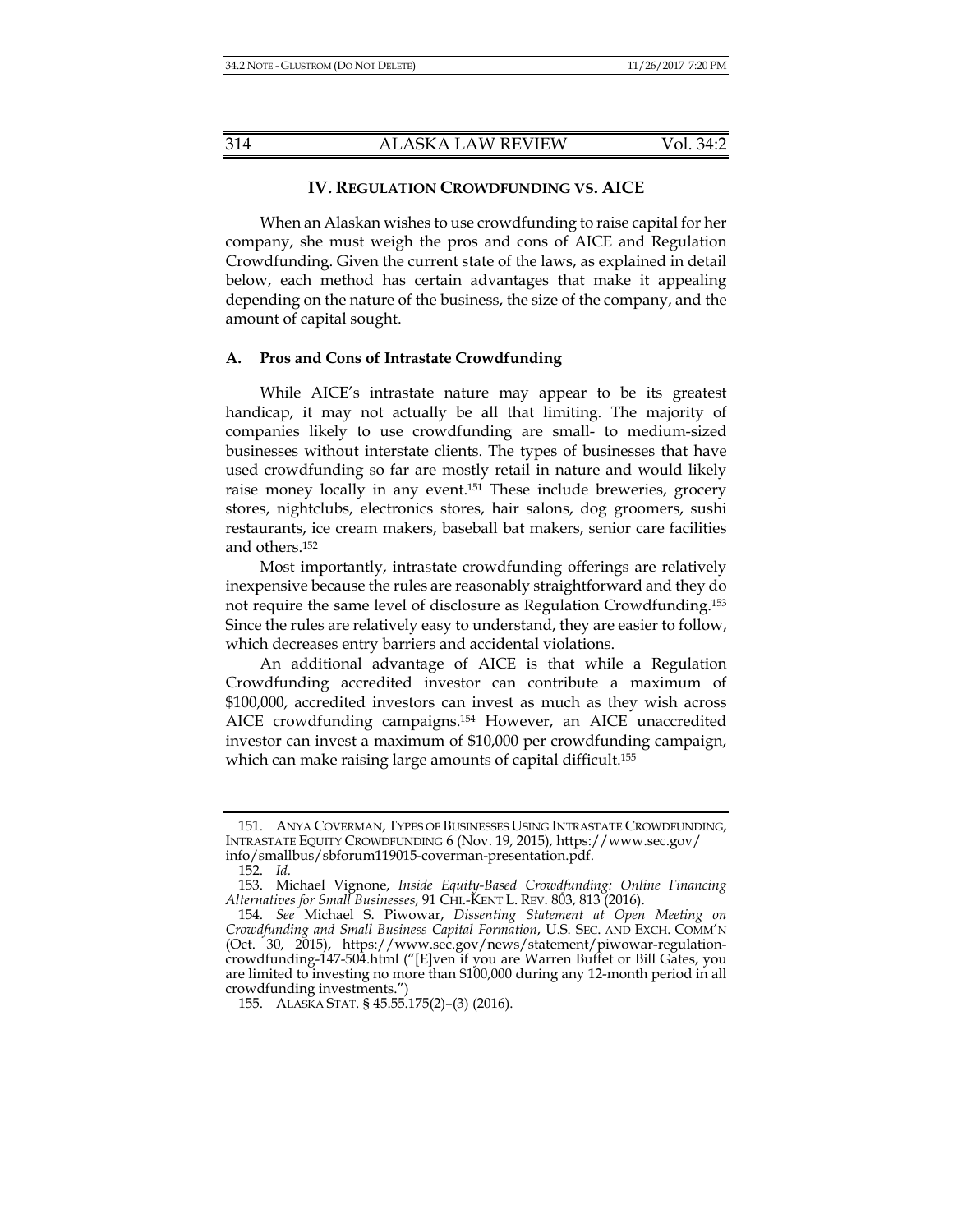## IV. REGULATION CROWDFUNDING VS. AICE

When an Alaskan wishes to use crowdfunding to raise capital for her company, she must weigh the pros and cons of AICE and Regulation Crowdfunding. Given the current state of the laws, as explained in detail below, each method has certain advantages that make it appealing depending on the nature of the business, the size of the company, and the amount of capital sought.

### A. Pros and Cons of Intrastate Crowdfunding

While AICE's intrastate nature may appear to be its greatest handicap, it may not actually be all that limiting. The majority of companies likely to use crowdfunding are small- to medium-sized businesses without interstate clients. The types of businesses that have used crowdfunding so far are mostly retail in nature and would likely raise money locally in any event.[151] These include breweries, grocery stores, nightclubs, electronics stores, hair salons, dog groomers, sushi restaurants, ice cream makers, baseball bat makers, senior care facilities and others.[152]

Most importantly, intrastate crowdfunding offerings are relatively inexpensive because the rules are reasonably straightforward and they do not require the same level of disclosure as Regulation Crowdfunding.[153] Since the rules are relatively easy to understand, they are easier to follow, which decreases entry barriers and accidental violations.

An additional advantage of AICE is that while a Regulation Crowdfunding accredited investor can contribute a maximum of \$100,000, accredited investors can invest as much as they wish across AICE crowdfunding campaigns.[154] However, an AICE unaccredited investor can invest a maximum of \$10,000 per crowdfunding campaign, which can make raising large amounts of capital difficult.[155]

---

151. ANYA COVERMAN, TYPES OF BUSINESSES USING INTRASTATE CROWDFUNDING, INTRASTATE EQUITY CROWDFUNDING 6 (Nov. 19, 2015), https://www.sec.gov/info/smallbus/sbforum119015-coverman-presentation.pdf.

152. *Id.*

153. Michael Vignone, *Inside Equity-Based Crowdfunding: Online Financing Alternatives for Small Businesses*, 91 CHI.-KENT L. REV. 803, 813 (2016).

154. *See* Michael S. Piwowar, *Dissenting Statement at Open Meeting on Crowdfunding and Small Business Capital Formation*, U.S. SEC. AND EXCH. COMM'N (Oct. 30, 2015), https://www.sec.gov/news/statement/piwowar-regulation-crowdfunding-147-504.html ("[E]ven if you are Warren Buffet or Bill Gates, you are limited to investing no more than \$100,000 during any 12-month period in all crowdfunding investments.")

155. ALASKA STAT. § 45.55.175(2)–(3) (2016).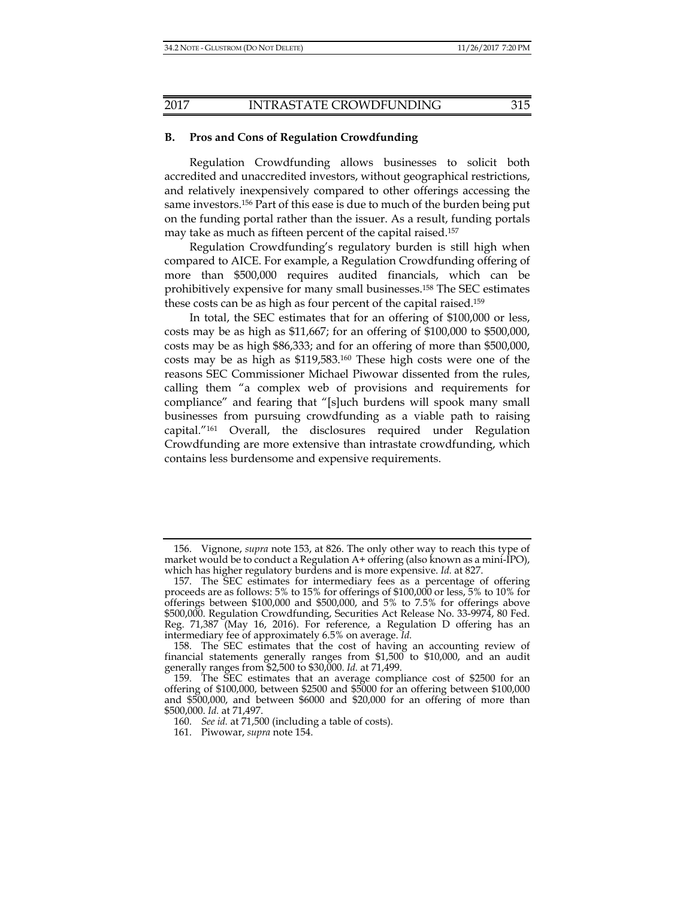### B. Pros and Cons of Regulation Crowdfunding

Regulation Crowdfunding allows businesses to solicit both accredited and unaccredited investors, without geographical restrictions, and relatively inexpensively compared to other offerings accessing the same investors.[156] Part of this ease is due to much of the burden being put on the funding portal rather than the issuer. As a result, funding portals may take as much as fifteen percent of the capital raised.[157]

Regulation Crowdfunding's regulatory burden is still high when compared to AICE. For example, a Regulation Crowdfunding offering of more than $500,000 requires audited financials, which can be prohibitively expensive for many small businesses.[158] The SEC estimates these costs can be as high as four percent of the capital raised.[159]

In total, the SEC estimates that for an offering of $100,000 or less, costs may be as high as $11,667; for an offering of $100,000 to $500,000, costs may be as high $86,333; and for an offering of more than $500,000, costs may be as high as $119,583.[160] These high costs were one of the reasons SEC Commissioner Michael Piwowar dissented from the rules, calling them "a complex web of provisions and requirements for compliance" and fearing that "[s]uch burdens will spook many small businesses from pursuing crowdfunding as a viable path to raising capital."[161] Overall, the disclosures required under Regulation Crowdfunding are more extensive than intrastate crowdfunding, which contains less burdensome and expensive requirements.

---

156. Vignone, *supra* note 153, at 826. The only other way to reach this type of market would be to conduct a Regulation A+ offering (also known as a mini-IPO), which has higher regulatory burdens and is more expensive. *Id.* at 827.

157. The SEC estimates for intermediary fees as a percentage of offering proceeds are as follows: 5% to 15% for offerings of $100,000 or less, 5% to 10% for offerings between $100,000 and $500,000, and 5% to 7.5% for offerings above $500,000. Regulation Crowdfunding, Securities Act Release No. 33-9974, 80 Fed. Reg. 71,387 (May 16, 2016). For reference, a Regulation D offering has an intermediary fee of approximately 6.5% on average. *Id.*

158. The SEC estimates that the cost of having an accounting review of financial statements generally ranges from $1,500 to $10,000, and an audit generally ranges from $2,500 to $30,000. *Id.* at 71,499.

159. The SEC estimates that an average compliance cost of $2500 for an offering of $100,000, between $2500 and $5000 for an offering between $100,000 and $500,000, and between $6000 and $20,000 for an offering of more than $500,000. *Id.* at 71,497.

160. *See id.* at 71,500 (including a table of costs).

161. Piwowar, *supra* note 154.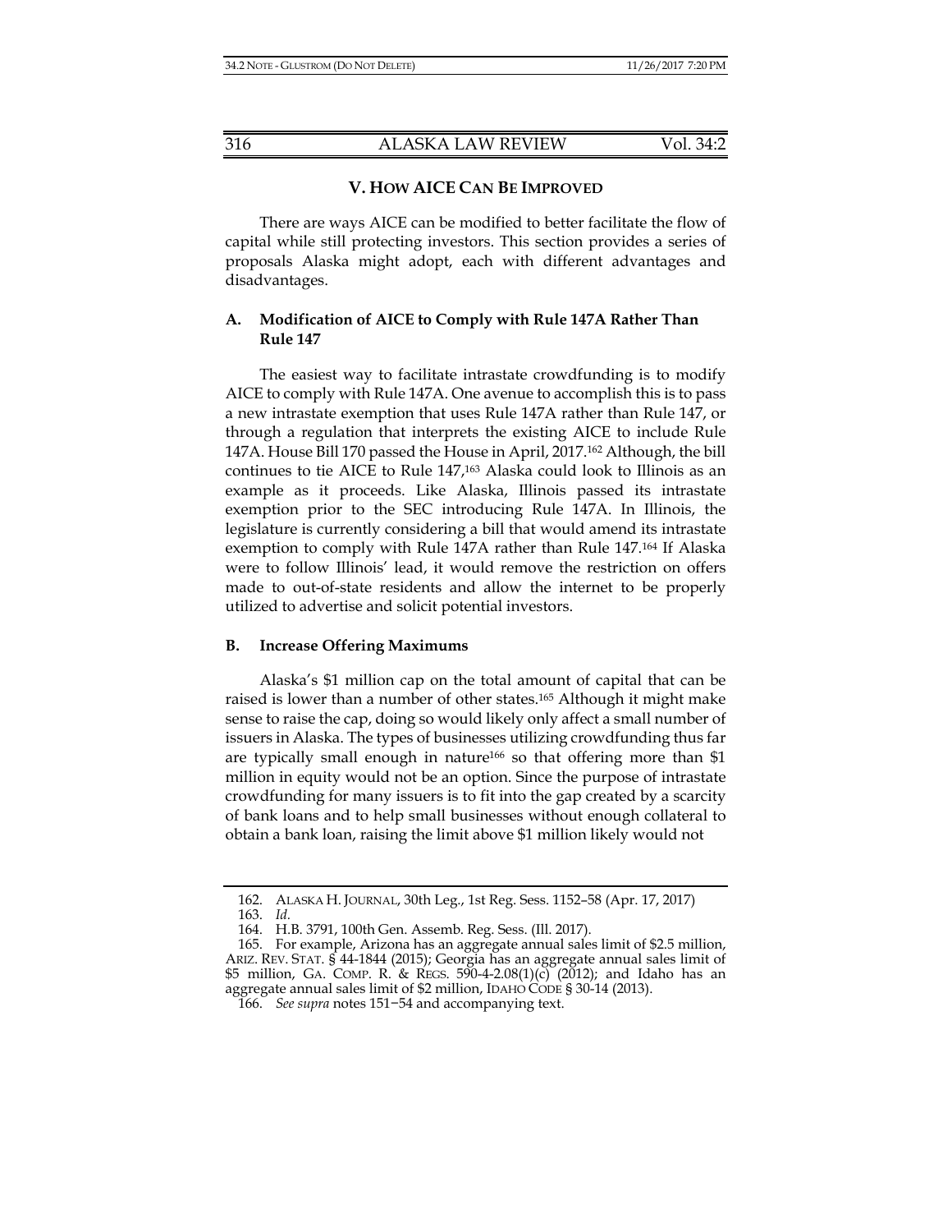## V. HOW AICE CAN BE IMPROVED

There are ways AICE can be modified to better facilitate the flow of capital while still protecting investors. This section provides a series of proposals Alaska might adopt, each with different advantages and disadvantages.

### A. Modification of AICE to Comply with Rule 147A Rather Than Rule 147

The easiest way to facilitate intrastate crowdfunding is to modify AICE to comply with Rule 147A. One avenue to accomplish this is to pass a new intrastate exemption that uses Rule 147A rather than Rule 147, or through a regulation that interprets the existing AICE to include Rule 147A. House Bill 170 passed the House in April, 2017.[162] Although, the bill continues to tie AICE to Rule 147,[163] Alaska could look to Illinois as an example as it proceeds. Like Alaska, Illinois passed its intrastate exemption prior to the SEC introducing Rule 147A. In Illinois, the legislature is currently considering a bill that would amend its intrastate exemption to comply with Rule 147A rather than Rule 147.[164] If Alaska were to follow Illinois' lead, it would remove the restriction on offers made to out-of-state residents and allow the internet to be properly utilized to advertise and solicit potential investors.

### B. Increase Offering Maximums

Alaska's $1 million cap on the total amount of capital that can be raised is lower than a number of other states.[165] Although it might make sense to raise the cap, doing so would likely only affect a small number of issuers in Alaska. The types of businesses utilizing crowdfunding thus far are typically small enough in nature[166] so that offering more than $1 million in equity would not be an option. Since the purpose of intrastate crowdfunding for many issuers is to fit into the gap created by a scarcity of bank loans and to help small businesses without enough collateral to obtain a bank loan, raising the limit above $1 million likely would not

162. ALASKA H. JOURNAL, 30th Leg., 1st Reg. Sess. 1152–58 (Apr. 17, 2017)

163. *Id.*

164. H.B. 3791, 100th Gen. Assemb. Reg. Sess. (Ill. 2017).

165. For example, Arizona has an aggregate annual sales limit of $2.5 million, ARIZ. REV. STAT. § 44-1844 (2015); Georgia has an aggregate annual sales limit of $5 million, GA. COMP. R. & REGS. 590-4-2.08(1)(c) (2012); and Idaho has an aggregate annual sales limit of $2 million, IDAHO CODE § 30-14 (2013).

166. *See supra* notes 151−54 and accompanying text.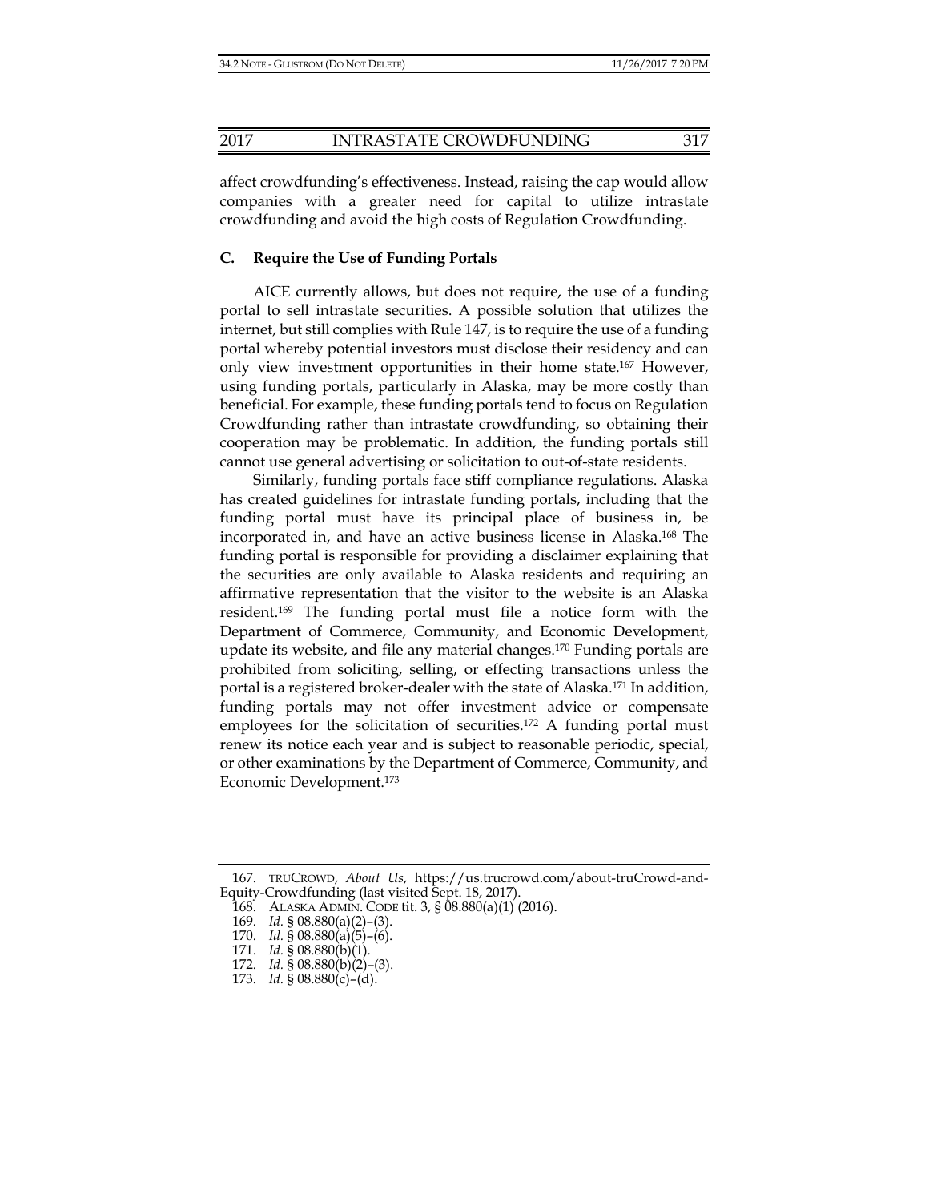affect crowdfunding's effectiveness. Instead, raising the cap would allow companies with a greater need for capital to utilize intrastate crowdfunding and avoid the high costs of Regulation Crowdfunding.

### C. Require the Use of Funding Portals

AICE currently allows, but does not require, the use of a funding portal to sell intrastate securities. A possible solution that utilizes the internet, but still complies with Rule 147, is to require the use of a funding portal whereby potential investors must disclose their residency and can only view investment opportunities in their home state.[167] However, using funding portals, particularly in Alaska, may be more costly than beneficial. For example, these funding portals tend to focus on Regulation Crowdfunding rather than intrastate crowdfunding, so obtaining their cooperation may be problematic. In addition, the funding portals still cannot use general advertising or solicitation to out-of-state residents.

Similarly, funding portals face stiff compliance regulations. Alaska has created guidelines for intrastate funding portals, including that the funding portal must have its principal place of business in, be incorporated in, and have an active business license in Alaska.[168] The funding portal is responsible for providing a disclaimer explaining that the securities are only available to Alaska residents and requiring an affirmative representation that the visitor to the website is an Alaska resident.[169] The funding portal must file a notice form with the Department of Commerce, Community, and Economic Development, update its website, and file any material changes.[170] Funding portals are prohibited from soliciting, selling, or effecting transactions unless the portal is a registered broker-dealer with the state of Alaska.[171] In addition, funding portals may not offer investment advice or compensate employees for the solicitation of securities.[172] A funding portal must renew its notice each year and is subject to reasonable periodic, special, or other examinations by the Department of Commerce, Community, and Economic Development.[173]

---

167. TRUCROWD, *About Us*, https://us.trucrowd.com/about-truCrowd-and-Equity-Crowdfunding (last visited Sept. 18, 2017).
168. ALASKA ADMIN. CODE tit. 3, § 08.880(a)(1) (2016).
169. *Id.* § 08.880(a)(2)–(3).
170. *Id.* § 08.880(a)(5)–(6).
171. *Id.* § 08.880(b)(1).
172. *Id.* § 08.880(b)(2)–(3).
173. *Id.* § 08.880(c)–(d).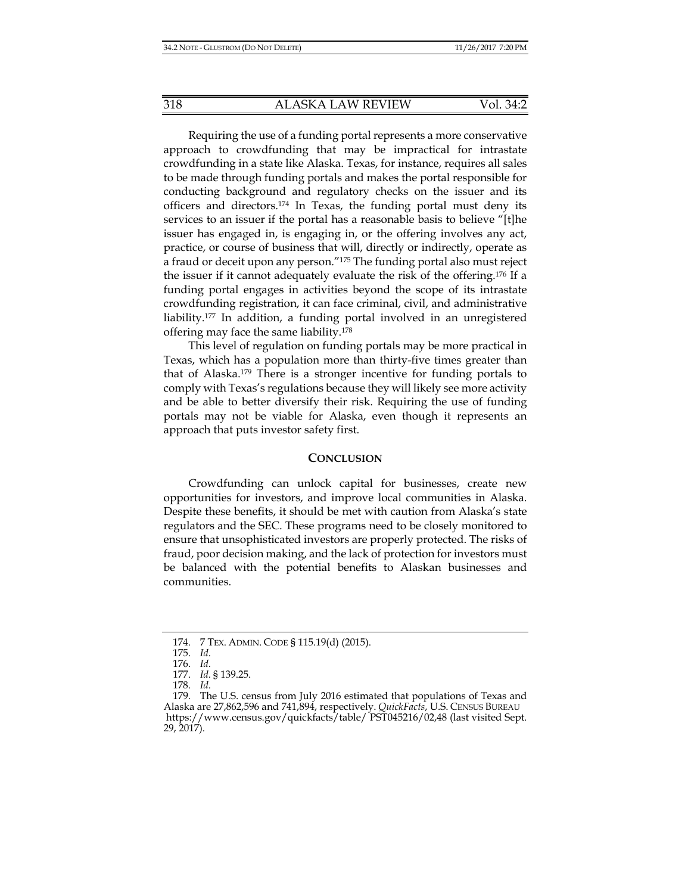Requiring the use of a funding portal represents a more conservative approach to crowdfunding that may be impractical for intrastate crowdfunding in a state like Alaska. Texas, for instance, requires all sales to be made through funding portals and makes the portal responsible for conducting background and regulatory checks on the issuer and its officers and directors.[174] In Texas, the funding portal must deny its services to an issuer if the portal has a reasonable basis to believe "[t]he issuer has engaged in, is engaging in, or the offering involves any act, practice, or course of business that will, directly or indirectly, operate as a fraud or deceit upon any person."[175] The funding portal also must reject the issuer if it cannot adequately evaluate the risk of the offering.[176] If a funding portal engages in activities beyond the scope of its intrastate crowdfunding registration, it can face criminal, civil, and administrative liability.[177] In addition, a funding portal involved in an unregistered offering may face the same liability.[178]

This level of regulation on funding portals may be more practical in Texas, which has a population more than thirty-five times greater than that of Alaska.[179] There is a stronger incentive for funding portals to comply with Texas's regulations because they will likely see more activity and be able to better diversify their risk. Requiring the use of funding portals may not be viable for Alaska, even though it represents an approach that puts investor safety first.

## CONCLUSION

Crowdfunding can unlock capital for businesses, create new opportunities for investors, and improve local communities in Alaska. Despite these benefits, it should be met with caution from Alaska's state regulators and the SEC. These programs need to be closely monitored to ensure that unsophisticated investors are properly protected. The risks of fraud, poor decision making, and the lack of protection for investors must be balanced with the potential benefits to Alaskan businesses and communities.

---

174. 7 TEX. ADMIN. CODE § 115.19(d) (2015).

175. *Id.*

176. *Id.*

177. *Id.* § 139.25.

178. *Id.*

179. The U.S. census from July 2016 estimated that populations of Texas and Alaska are 27,862,596 and 741,894, respectively. *QuickFacts*, U.S. CENSUS BUREAU https://www.census.gov/quickfacts/table/ PST045216/02,48 (last visited Sept. 29, 2017).